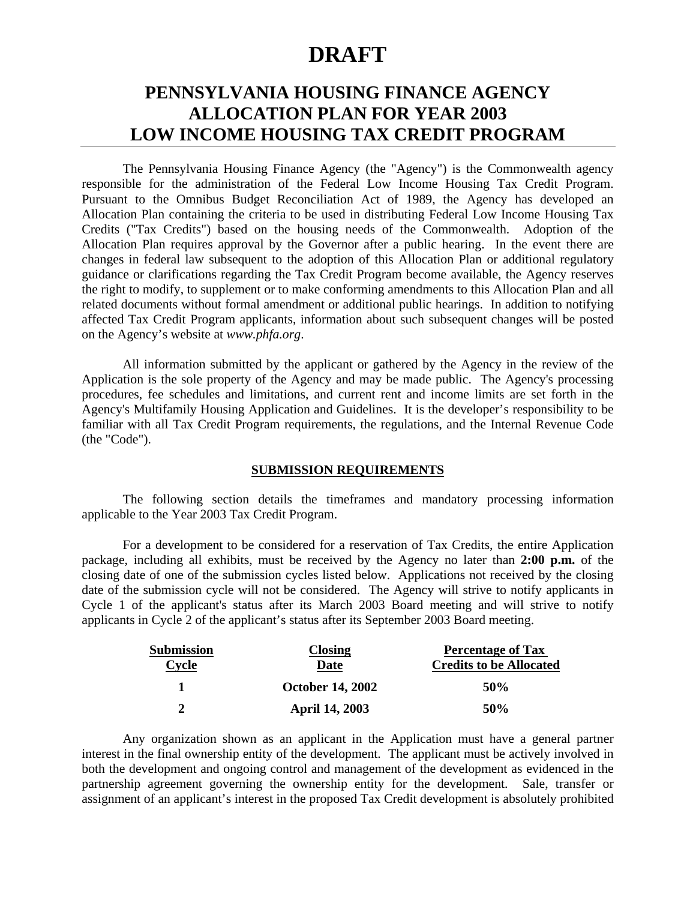# DRAFT

## PENNSYLVANIA HOUSING FINANCE AGENCY ALLOCATION PLAN FOR YEAR 2003 LOW INCOME HOUSING TAX CREDIT PROGRAM

The Pennsylvania Housing Finance Agency (the "Agency") is the Commonwealth agency responsible for the administration of the Federal Low Income Housing Tax Credit Program. Pursuant to the Omnibus Budget Reconciliation Act of 1989, the Agency has developed an Allocation Plan containing the criteria to be used in distributing Federal Low Income Housing Tax Credits ("Tax Credits") based on the housing needs of the Commonwealth. Adoption of the Allocation Plan requires approval by the Governor after a public hearing. In the event there are changes in federal law subsequent to the adoption of this Allocation Plan or additional regulatory guidance or clarifications regarding the Tax Credit Program become available, the Agency reserves the right to modify, to supplement or to make conforming amendments to this Allocation Plan and all related documents without formal amendment or additional public hearings. In addition to notifying affected Tax Credit Program applicants, information about such subsequent changes will be posted on the Agency's website at *www.phfa.org*.

All information submitted by the applicant or gathered by the Agency in the review of the Application is the sole property of the Agency and may be made public. The Agency's processing procedures, fee schedules and limitations, and current rent and income limits are set forth in the Agency's Multifamily Housing Application and Guidelines. It is the developer's responsibility to be familiar with all Tax Credit Program requirements, the regulations, and the Internal Revenue Code (the "Code").

### SUBMISSION REQUIREMENTS

The following section details the timeframes and mandatory processing information applicable to the Year 2003 Tax Credit Program.

For a development to be considered for a reservation of Tax Credits, the entire Application package, including all exhibits, must be received by the Agency no later than **2:00 p.m.** of the closing date of one of the submission cycles listed below. Applications not received by the closing date of the submission cycle will not be considered. The Agency will strive to notify applicants in Cycle 1 of the applicant's status after its March 2003 Board meeting and will strive to notify applicants in Cycle 2 of the applicant's status after its September 2003 Board meeting.

| Submission Cycle | Closing Date | Percentage of Tax Credits to be Allocated |
|---|---|---|
| **1** | **October 14, 2002** | **50%** |
| **2** | **April 14, 2003** | **50%** |

Any organization shown as an applicant in the Application must have a general partner interest in the final ownership entity of the development. The applicant must be actively involved in both the development and ongoing control and management of the development as evidenced in the partnership agreement governing the ownership entity for the development. Sale, transfer or assignment of an applicant's interest in the proposed Tax Credit development is absolutely prohibited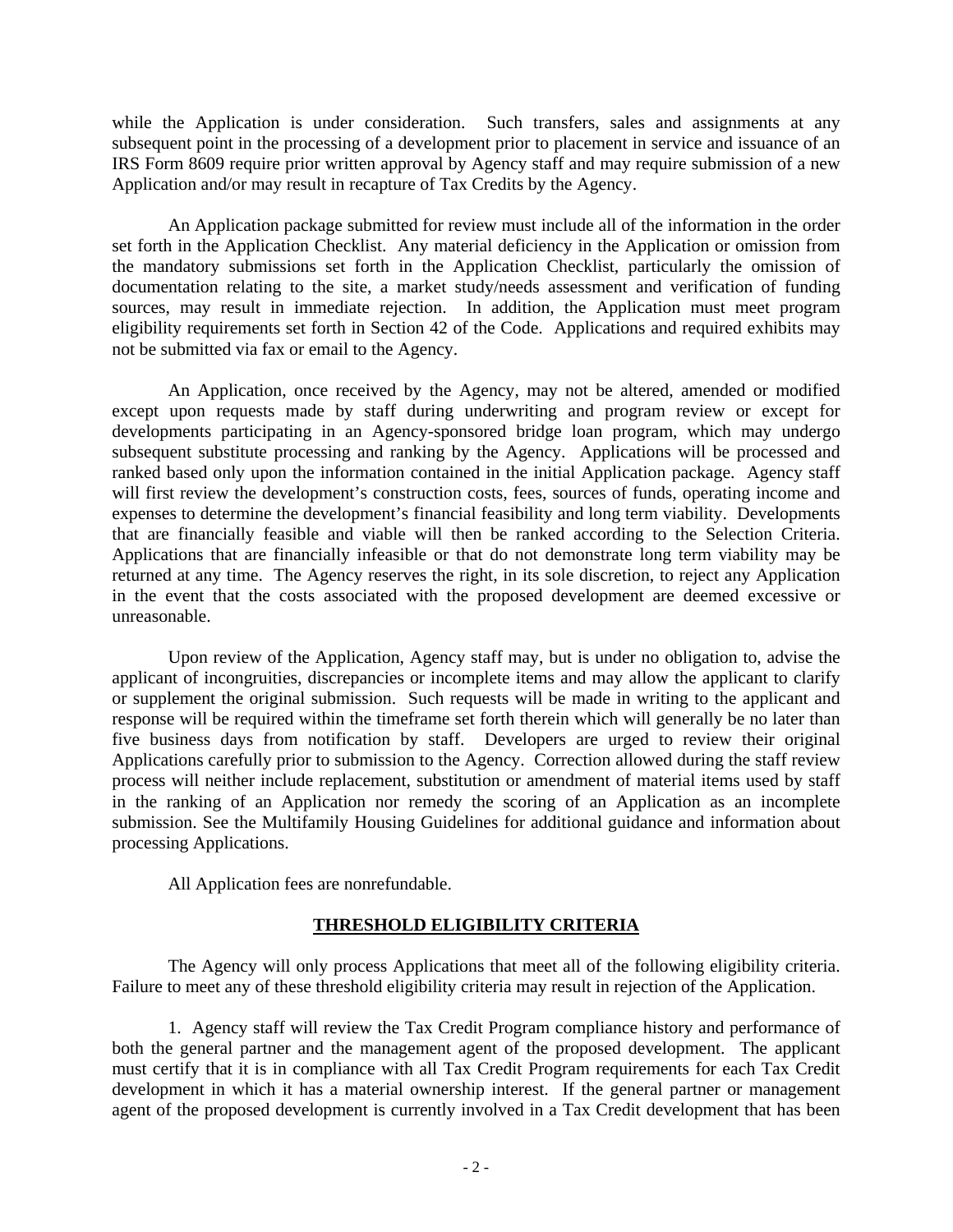while the Application is under consideration. Such transfers, sales and assignments at any subsequent point in the processing of a development prior to placement in service and issuance of an IRS Form 8609 require prior written approval by Agency staff and may require submission of a new Application and/or may result in recapture of Tax Credits by the Agency.

An Application package submitted for review must include all of the information in the order set forth in the Application Checklist. Any material deficiency in the Application or omission from the mandatory submissions set forth in the Application Checklist, particularly the omission of documentation relating to the site, a market study/needs assessment and verification of funding sources, may result in immediate rejection. In addition, the Application must meet program eligibility requirements set forth in Section 42 of the Code. Applications and required exhibits may not be submitted via fax or email to the Agency.

An Application, once received by the Agency, may not be altered, amended or modified except upon requests made by staff during underwriting and program review or except for developments participating in an Agency-sponsored bridge loan program, which may undergo subsequent substitute processing and ranking by the Agency. Applications will be processed and ranked based only upon the information contained in the initial Application package. Agency staff will first review the development's construction costs, fees, sources of funds, operating income and expenses to determine the development's financial feasibility and long term viability. Developments that are financially feasible and viable will then be ranked according to the Selection Criteria. Applications that are financially infeasible or that do not demonstrate long term viability may be returned at any time. The Agency reserves the right, in its sole discretion, to reject any Application in the event that the costs associated with the proposed development are deemed excessive or unreasonable.

Upon review of the Application, Agency staff may, but is under no obligation to, advise the applicant of incongruities, discrepancies or incomplete items and may allow the applicant to clarify or supplement the original submission. Such requests will be made in writing to the applicant and response will be required within the timeframe set forth therein which will generally be no later than five business days from notification by staff. Developers are urged to review their original Applications carefully prior to submission to the Agency. Correction allowed during the staff review process will neither include replacement, substitution or amendment of material items used by staff in the ranking of an Application nor remedy the scoring of an Application as an incomplete submission. See the Multifamily Housing Guidelines for additional guidance and information about processing Applications.

All Application fees are nonrefundable.

## THRESHOLD ELIGIBILITY CRITERIA

The Agency will only process Applications that meet all of the following eligibility criteria. Failure to meet any of these threshold eligibility criteria may result in rejection of the Application.

1. Agency staff will review the Tax Credit Program compliance history and performance of both the general partner and the management agent of the proposed development. The applicant must certify that it is in compliance with all Tax Credit Program requirements for each Tax Credit development in which it has a material ownership interest. If the general partner or management agent of the proposed development is currently involved in a Tax Credit development that has been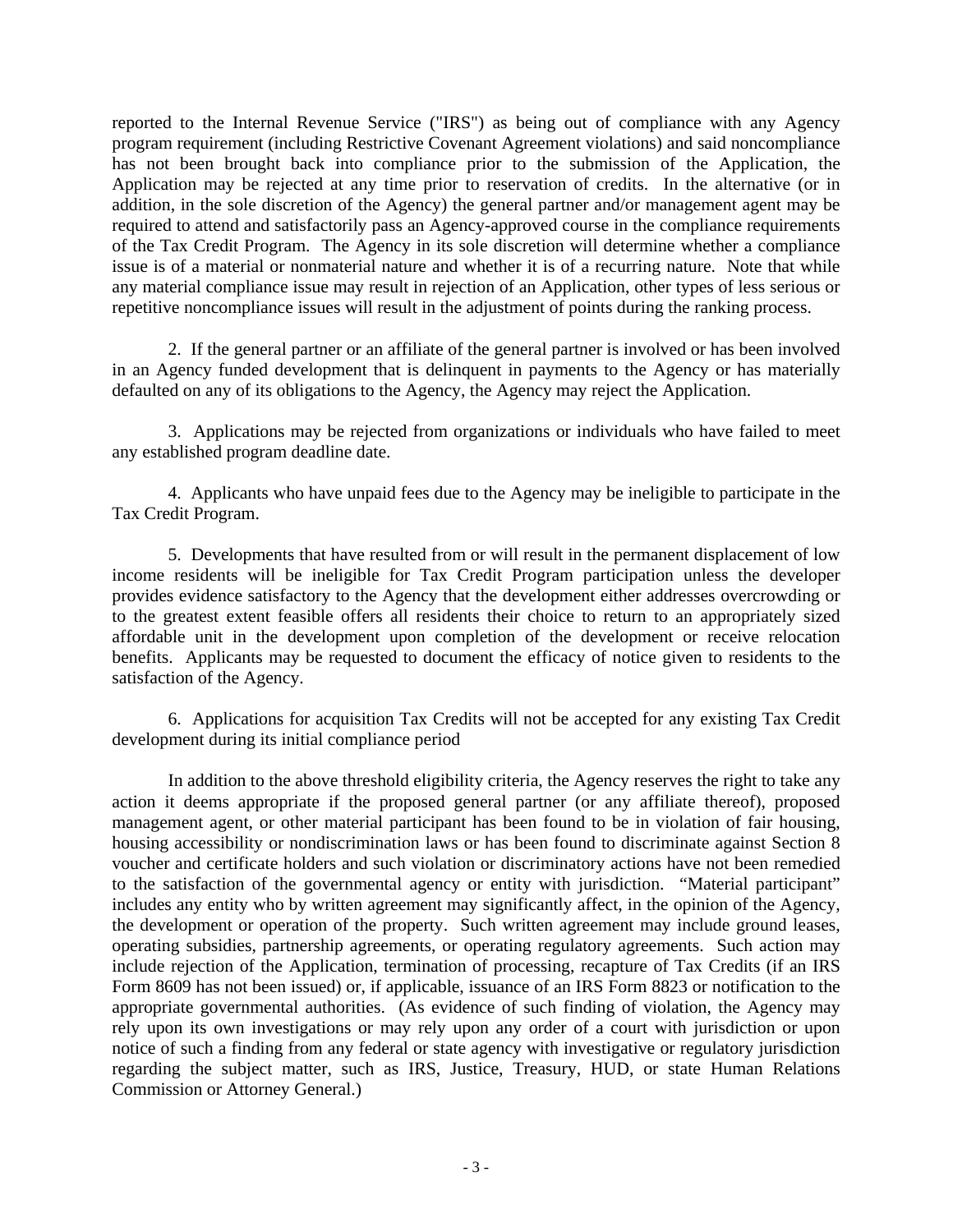reported to the Internal Revenue Service ("IRS") as being out of compliance with any Agency program requirement (including Restrictive Covenant Agreement violations) and said noncompliance has not been brought back into compliance prior to the submission of the Application, the Application may be rejected at any time prior to reservation of credits. In the alternative (or in addition, in the sole discretion of the Agency) the general partner and/or management agent may be required to attend and satisfactorily pass an Agency-approved course in the compliance requirements of the Tax Credit Program. The Agency in its sole discretion will determine whether a compliance issue is of a material or nonmaterial nature and whether it is of a recurring nature. Note that while any material compliance issue may result in rejection of an Application, other types of less serious or repetitive noncompliance issues will result in the adjustment of points during the ranking process.

2. If the general partner or an affiliate of the general partner is involved or has been involved in an Agency funded development that is delinquent in payments to the Agency or has materially defaulted on any of its obligations to the Agency, the Agency may reject the Application.

3. Applications may be rejected from organizations or individuals who have failed to meet any established program deadline date.

4. Applicants who have unpaid fees due to the Agency may be ineligible to participate in the Tax Credit Program.

5. Developments that have resulted from or will result in the permanent displacement of low income residents will be ineligible for Tax Credit Program participation unless the developer provides evidence satisfactory to the Agency that the development either addresses overcrowding or to the greatest extent feasible offers all residents their choice to return to an appropriately sized affordable unit in the development upon completion of the development or receive relocation benefits. Applicants may be requested to document the efficacy of notice given to residents to the satisfaction of the Agency.

6. Applications for acquisition Tax Credits will not be accepted for any existing Tax Credit development during its initial compliance period

In addition to the above threshold eligibility criteria, the Agency reserves the right to take any action it deems appropriate if the proposed general partner (or any affiliate thereof), proposed management agent, or other material participant has been found to be in violation of fair housing, housing accessibility or nondiscrimination laws or has been found to discriminate against Section 8 voucher and certificate holders and such violation or discriminatory actions have not been remedied to the satisfaction of the governmental agency or entity with jurisdiction. "Material participant" includes any entity who by written agreement may significantly affect, in the opinion of the Agency, the development or operation of the property. Such written agreement may include ground leases, operating subsidies, partnership agreements, or operating regulatory agreements. Such action may include rejection of the Application, termination of processing, recapture of Tax Credits (if an IRS Form 8609 has not been issued) or, if applicable, issuance of an IRS Form 8823 or notification to the appropriate governmental authorities. (As evidence of such finding of violation, the Agency may rely upon its own investigations or may rely upon any order of a court with jurisdiction or upon notice of such a finding from any federal or state agency with investigative or regulatory jurisdiction regarding the subject matter, such as IRS, Justice, Treasury, HUD, or state Human Relations Commission or Attorney General.)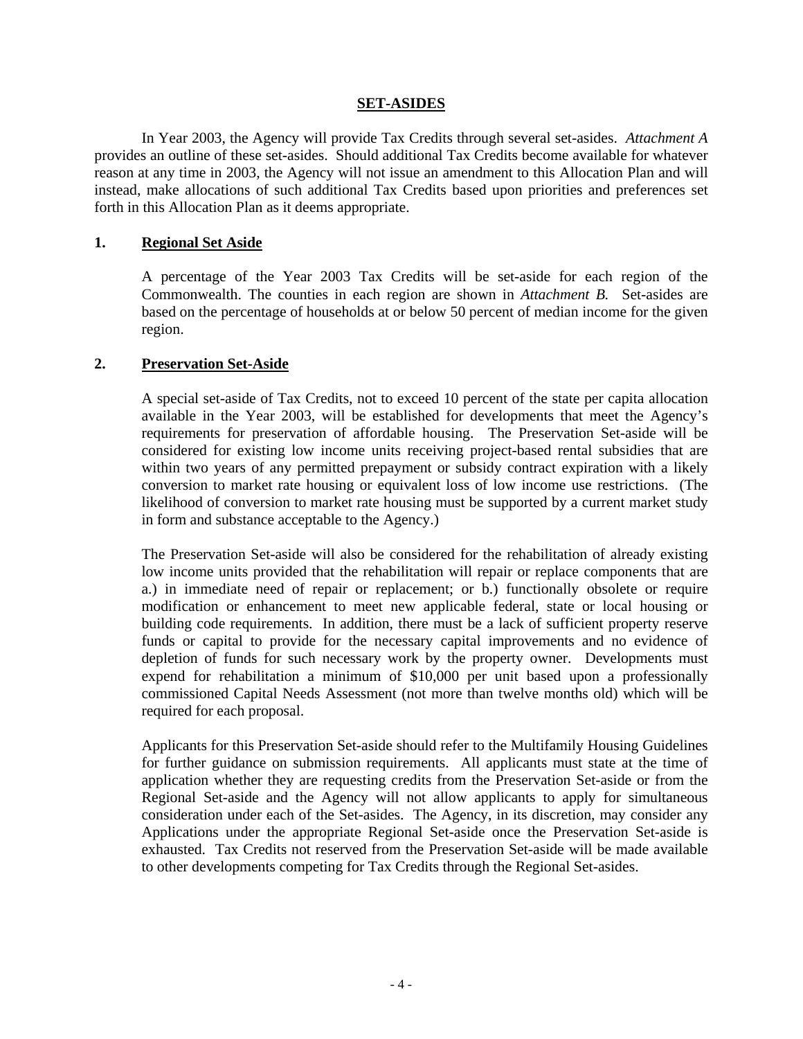## SET-ASIDES

In Year 2003, the Agency will provide Tax Credits through several set-asides. *Attachment A* provides an outline of these set-asides. Should additional Tax Credits become available for whatever reason at any time in 2003, the Agency will not issue an amendment to this Allocation Plan and will instead, make allocations of such additional Tax Credits based upon priorities and preferences set forth in this Allocation Plan as it deems appropriate.

### 1. Regional Set Aside

A percentage of the Year 2003 Tax Credits will be set-aside for each region of the Commonwealth. The counties in each region are shown in *Attachment B.* Set-asides are based on the percentage of households at or below 50 percent of median income for the given region.

### 2. Preservation Set-Aside

A special set-aside of Tax Credits, not to exceed 10 percent of the state per capita allocation available in the Year 2003, will be established for developments that meet the Agency's requirements for preservation of affordable housing. The Preservation Set-aside will be considered for existing low income units receiving project-based rental subsidies that are within two years of any permitted prepayment or subsidy contract expiration with a likely conversion to market rate housing or equivalent loss of low income use restrictions. (The likelihood of conversion to market rate housing must be supported by a current market study in form and substance acceptable to the Agency.)

The Preservation Set-aside will also be considered for the rehabilitation of already existing low income units provided that the rehabilitation will repair or replace components that are a.) in immediate need of repair or replacement; or b.) functionally obsolete or require modification or enhancement to meet new applicable federal, state or local housing or building code requirements. In addition, there must be a lack of sufficient property reserve funds or capital to provide for the necessary capital improvements and no evidence of depletion of funds for such necessary work by the property owner. Developments must expend for rehabilitation a minimum of $10,000 per unit based upon a professionally commissioned Capital Needs Assessment (not more than twelve months old) which will be required for each proposal.

Applicants for this Preservation Set-aside should refer to the Multifamily Housing Guidelines for further guidance on submission requirements. All applicants must state at the time of application whether they are requesting credits from the Preservation Set-aside or from the Regional Set-aside and the Agency will not allow applicants to apply for simultaneous consideration under each of the Set-asides. The Agency, in its discretion, may consider any Applications under the appropriate Regional Set-aside once the Preservation Set-aside is exhausted. Tax Credits not reserved from the Preservation Set-aside will be made available to other developments competing for Tax Credits through the Regional Set-asides.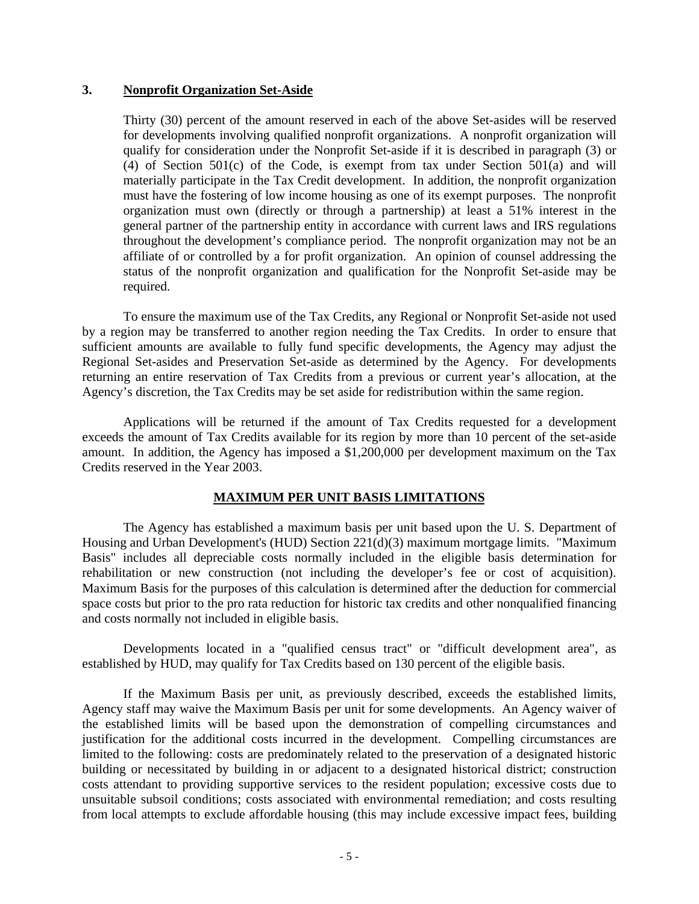### 3. **Nonprofit Organization Set-Aside**

Thirty (30) percent of the amount reserved in each of the above Set-asides will be reserved for developments involving qualified nonprofit organizations. A nonprofit organization will qualify for consideration under the Nonprofit Set-aside if it is described in paragraph (3) or (4) of Section 501(c) of the Code, is exempt from tax under Section 501(a) and will materially participate in the Tax Credit development. In addition, the nonprofit organization must have the fostering of low income housing as one of its exempt purposes. The nonprofit organization must own (directly or through a partnership) at least a 51% interest in the general partner of the partnership entity in accordance with current laws and IRS regulations throughout the development's compliance period. The nonprofit organization may not be an affiliate of or controlled by a for profit organization. An opinion of counsel addressing the status of the nonprofit organization and qualification for the Nonprofit Set-aside may be required.

To ensure the maximum use of the Tax Credits, any Regional or Nonprofit Set-aside not used by a region may be transferred to another region needing the Tax Credits. In order to ensure that sufficient amounts are available to fully fund specific developments, the Agency may adjust the Regional Set-asides and Preservation Set-aside as determined by the Agency. For developments returning an entire reservation of Tax Credits from a previous or current year's allocation, at the Agency's discretion, the Tax Credits may be set aside for redistribution within the same region.

Applications will be returned if the amount of Tax Credits requested for a development exceeds the amount of Tax Credits available for its region by more than 10 percent of the set-aside amount. In addition, the Agency has imposed a $1,200,000 per development maximum on the Tax Credits reserved in the Year 2003.

## **MAXIMUM PER UNIT BASIS LIMITATIONS**

The Agency has established a maximum basis per unit based upon the U. S. Department of Housing and Urban Development's (HUD) Section 221(d)(3) maximum mortgage limits. "Maximum Basis" includes all depreciable costs normally included in the eligible basis determination for rehabilitation or new construction (not including the developer's fee or cost of acquisition). Maximum Basis for the purposes of this calculation is determined after the deduction for commercial space costs but prior to the pro rata reduction for historic tax credits and other nonqualified financing and costs normally not included in eligible basis.

Developments located in a "qualified census tract" or "difficult development area", as established by HUD, may qualify for Tax Credits based on 130 percent of the eligible basis.

If the Maximum Basis per unit, as previously described, exceeds the established limits, Agency staff may waive the Maximum Basis per unit for some developments. An Agency waiver of the established limits will be based upon the demonstration of compelling circumstances and justification for the additional costs incurred in the development. Compelling circumstances are limited to the following: costs are predominately related to the preservation of a designated historic building or necessitated by building in or adjacent to a designated historical district; construction costs attendant to providing supportive services to the resident population; excessive costs due to unsuitable subsoil conditions; costs associated with environmental remediation; and costs resulting from local attempts to exclude affordable housing (this may include excessive impact fees, building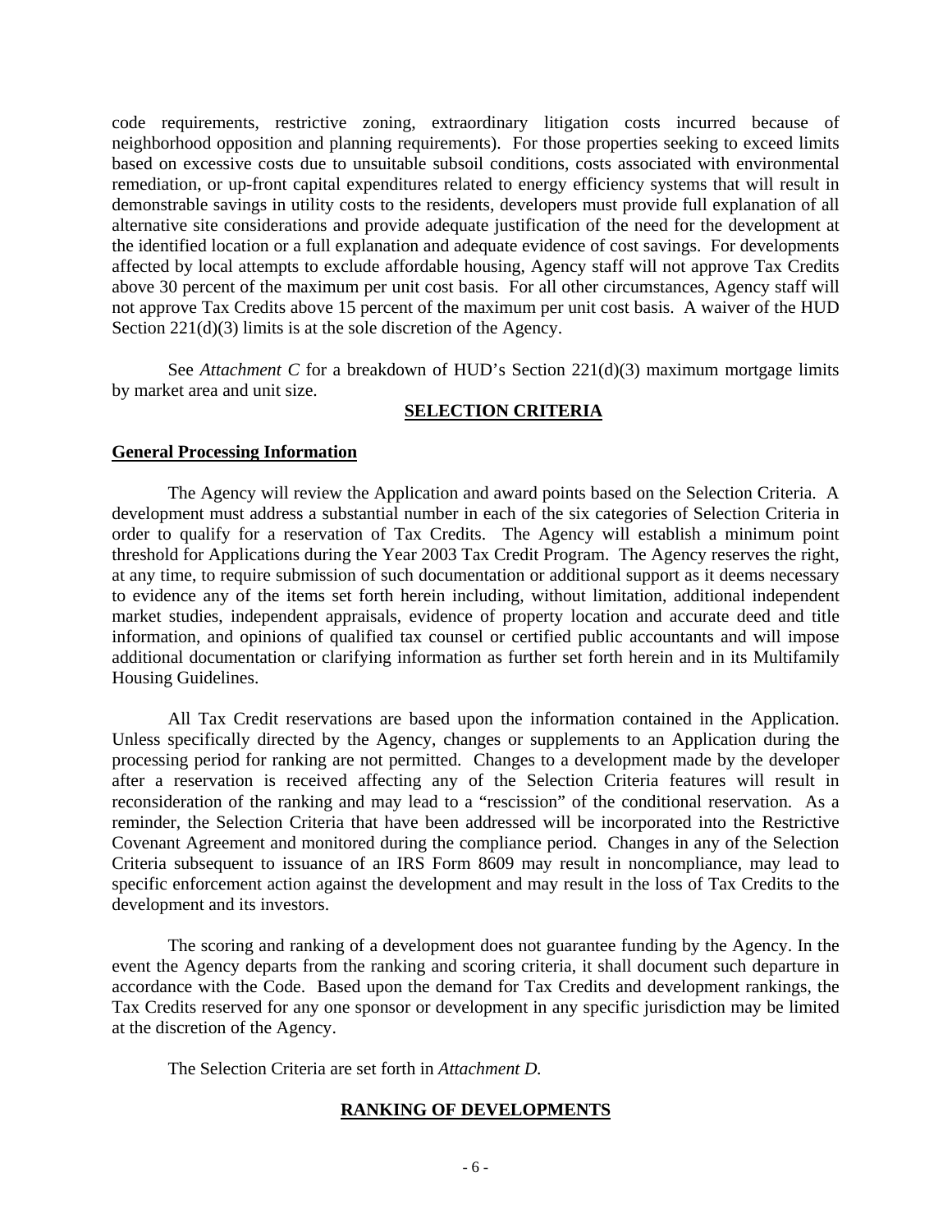code requirements, restrictive zoning, extraordinary litigation costs incurred because of neighborhood opposition and planning requirements). For those properties seeking to exceed limits based on excessive costs due to unsuitable subsoil conditions, costs associated with environmental remediation, or up-front capital expenditures related to energy efficiency systems that will result in demonstrable savings in utility costs to the residents, developers must provide full explanation of all alternative site considerations and provide adequate justification of the need for the development at the identified location or a full explanation and adequate evidence of cost savings. For developments affected by local attempts to exclude affordable housing, Agency staff will not approve Tax Credits above 30 percent of the maximum per unit cost basis. For all other circumstances, Agency staff will not approve Tax Credits above 15 percent of the maximum per unit cost basis. A waiver of the HUD Section 221(d)(3) limits is at the sole discretion of the Agency.

See *Attachment C* for a breakdown of HUD's Section 221(d)(3) maximum mortgage limits by market area and unit size.

## SELECTION CRITERIA

### General Processing Information

The Agency will review the Application and award points based on the Selection Criteria. A development must address a substantial number in each of the six categories of Selection Criteria in order to qualify for a reservation of Tax Credits. The Agency will establish a minimum point threshold for Applications during the Year 2003 Tax Credit Program. The Agency reserves the right, at any time, to require submission of such documentation or additional support as it deems necessary to evidence any of the items set forth herein including, without limitation, additional independent market studies, independent appraisals, evidence of property location and accurate deed and title information, and opinions of qualified tax counsel or certified public accountants and will impose additional documentation or clarifying information as further set forth herein and in its Multifamily Housing Guidelines.

All Tax Credit reservations are based upon the information contained in the Application. Unless specifically directed by the Agency, changes or supplements to an Application during the processing period for ranking are not permitted. Changes to a development made by the developer after a reservation is received affecting any of the Selection Criteria features will result in reconsideration of the ranking and may lead to a "rescission" of the conditional reservation. As a reminder, the Selection Criteria that have been addressed will be incorporated into the Restrictive Covenant Agreement and monitored during the compliance period. Changes in any of the Selection Criteria subsequent to issuance of an IRS Form 8609 may result in noncompliance, may lead to specific enforcement action against the development and may result in the loss of Tax Credits to the development and its investors.

The scoring and ranking of a development does not guarantee funding by the Agency. In the event the Agency departs from the ranking and scoring criteria, it shall document such departure in accordance with the Code. Based upon the demand for Tax Credits and development rankings, the Tax Credits reserved for any one sponsor or development in any specific jurisdiction may be limited at the discretion of the Agency.

The Selection Criteria are set forth in *Attachment D.*

## RANKING OF DEVELOPMENTS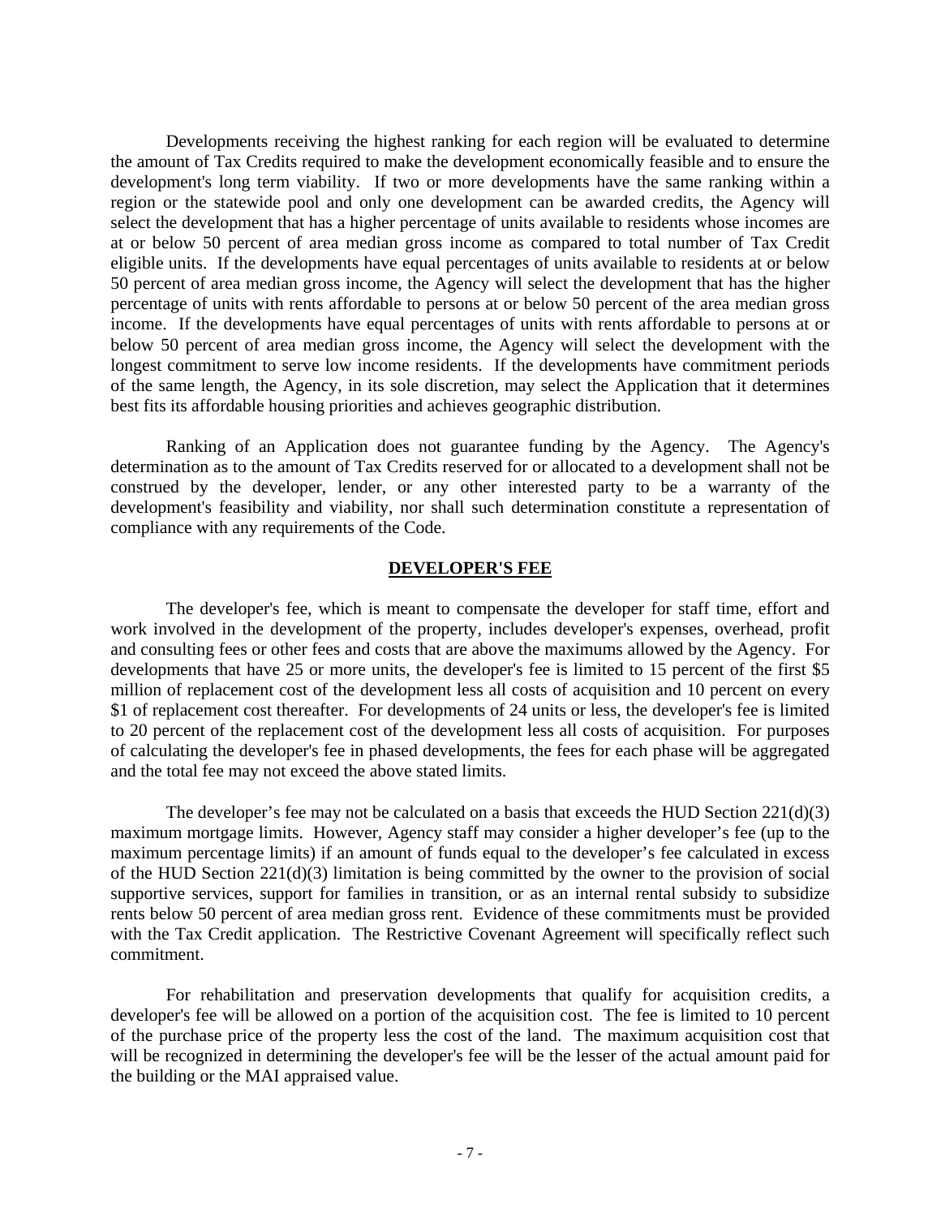Developments receiving the highest ranking for each region will be evaluated to determine the amount of Tax Credits required to make the development economically feasible and to ensure the development's long term viability. If two or more developments have the same ranking within a region or the statewide pool and only one development can be awarded credits, the Agency will select the development that has a higher percentage of units available to residents whose incomes are at or below 50 percent of area median gross income as compared to total number of Tax Credit eligible units. If the developments have equal percentages of units available to residents at or below 50 percent of area median gross income, the Agency will select the development that has the higher percentage of units with rents affordable to persons at or below 50 percent of the area median gross income. If the developments have equal percentages of units with rents affordable to persons at or below 50 percent of area median gross income, the Agency will select the development with the longest commitment to serve low income residents. If the developments have commitment periods of the same length, the Agency, in its sole discretion, may select the Application that it determines best fits its affordable housing priorities and achieves geographic distribution.

Ranking of an Application does not guarantee funding by the Agency. The Agency's determination as to the amount of Tax Credits reserved for or allocated to a development shall not be construed by the developer, lender, or any other interested party to be a warranty of the development's feasibility and viability, nor shall such determination constitute a representation of compliance with any requirements of the Code.

## DEVELOPER'S FEE

The developer's fee, which is meant to compensate the developer for staff time, effort and work involved in the development of the property, includes developer's expenses, overhead, profit and consulting fees or other fees and costs that are above the maximums allowed by the Agency. For developments that have 25 or more units, the developer's fee is limited to 15 percent of the first $5 million of replacement cost of the development less all costs of acquisition and 10 percent on every $1 of replacement cost thereafter. For developments of 24 units or less, the developer's fee is limited to 20 percent of the replacement cost of the development less all costs of acquisition. For purposes of calculating the developer's fee in phased developments, the fees for each phase will be aggregated and the total fee may not exceed the above stated limits.

The developer’s fee may not be calculated on a basis that exceeds the HUD Section 221(d)(3) maximum mortgage limits. However, Agency staff may consider a higher developer’s fee (up to the maximum percentage limits) if an amount of funds equal to the developer’s fee calculated in excess of the HUD Section 221(d)(3) limitation is being committed by the owner to the provision of social supportive services, support for families in transition, or as an internal rental subsidy to subsidize rents below 50 percent of area median gross rent. Evidence of these commitments must be provided with the Tax Credit application. The Restrictive Covenant Agreement will specifically reflect such commitment.

For rehabilitation and preservation developments that qualify for acquisition credits, a developer's fee will be allowed on a portion of the acquisition cost. The fee is limited to 10 percent of the purchase price of the property less the cost of the land. The maximum acquisition cost that will be recognized in determining the developer's fee will be the lesser of the actual amount paid for the building or the MAI appraised value.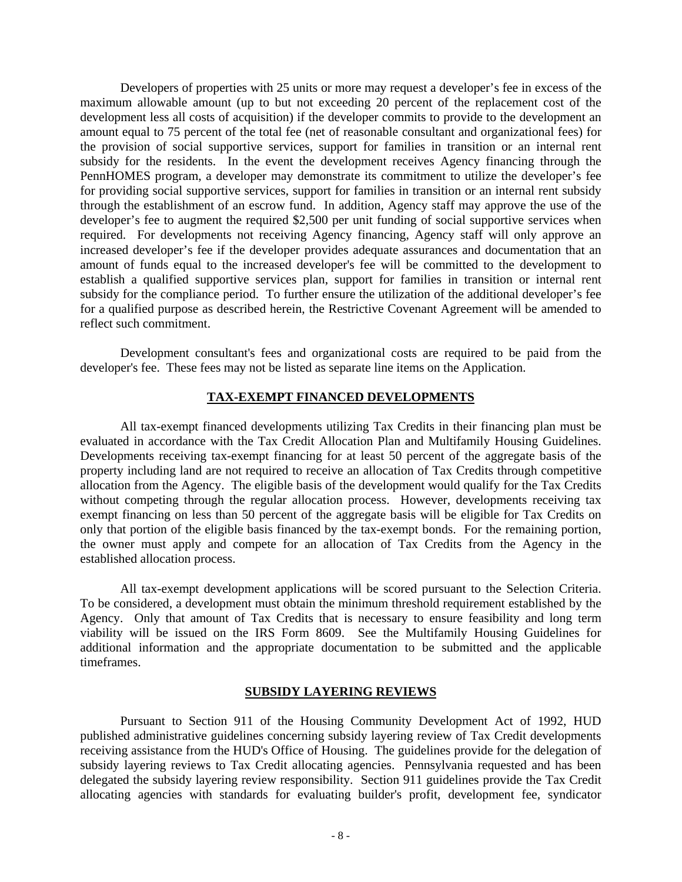Developers of properties with 25 units or more may request a developer's fee in excess of the maximum allowable amount (up to but not exceeding 20 percent of the replacement cost of the development less all costs of acquisition) if the developer commits to provide to the development an amount equal to 75 percent of the total fee (net of reasonable consultant and organizational fees) for the provision of social supportive services, support for families in transition or an internal rent subsidy for the residents. In the event the development receives Agency financing through the PennHOMES program, a developer may demonstrate its commitment to utilize the developer's fee for providing social supportive services, support for families in transition or an internal rent subsidy through the establishment of an escrow fund. In addition, Agency staff may approve the use of the developer's fee to augment the required $2,500 per unit funding of social supportive services when required. For developments not receiving Agency financing, Agency staff will only approve an increased developer's fee if the developer provides adequate assurances and documentation that an amount of funds equal to the increased developer's fee will be committed to the development to establish a qualified supportive services plan, support for families in transition or internal rent subsidy for the compliance period. To further ensure the utilization of the additional developer's fee for a qualified purpose as described herein, the Restrictive Covenant Agreement will be amended to reflect such commitment.

Development consultant's fees and organizational costs are required to be paid from the developer's fee. These fees may not be listed as separate line items on the Application.

## TAX-EXEMPT FINANCED DEVELOPMENTS

All tax-exempt financed developments utilizing Tax Credits in their financing plan must be evaluated in accordance with the Tax Credit Allocation Plan and Multifamily Housing Guidelines. Developments receiving tax-exempt financing for at least 50 percent of the aggregate basis of the property including land are not required to receive an allocation of Tax Credits through competitive allocation from the Agency. The eligible basis of the development would qualify for the Tax Credits without competing through the regular allocation process. However, developments receiving tax exempt financing on less than 50 percent of the aggregate basis will be eligible for Tax Credits on only that portion of the eligible basis financed by the tax-exempt bonds. For the remaining portion, the owner must apply and compete for an allocation of Tax Credits from the Agency in the established allocation process.

All tax-exempt development applications will be scored pursuant to the Selection Criteria. To be considered, a development must obtain the minimum threshold requirement established by the Agency. Only that amount of Tax Credits that is necessary to ensure feasibility and long term viability will be issued on the IRS Form 8609. See the Multifamily Housing Guidelines for additional information and the appropriate documentation to be submitted and the applicable timeframes.

## SUBSIDY LAYERING REVIEWS

Pursuant to Section 911 of the Housing Community Development Act of 1992, HUD published administrative guidelines concerning subsidy layering review of Tax Credit developments receiving assistance from the HUD's Office of Housing. The guidelines provide for the delegation of subsidy layering reviews to Tax Credit allocating agencies. Pennsylvania requested and has been delegated the subsidy layering review responsibility. Section 911 guidelines provide the Tax Credit allocating agencies with standards for evaluating builder's profit, development fee, syndicator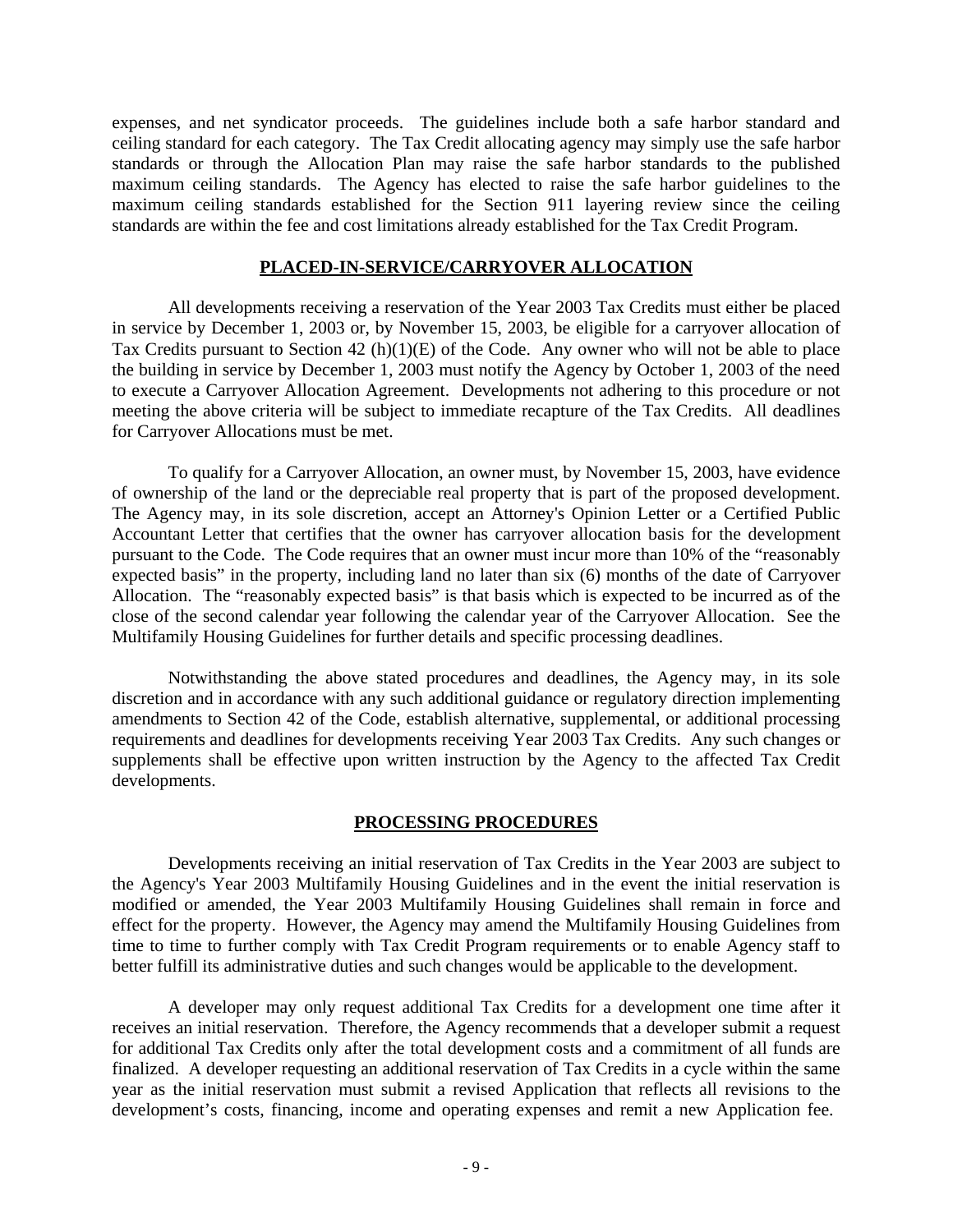expenses, and net syndicator proceeds. The guidelines include both a safe harbor standard and ceiling standard for each category. The Tax Credit allocating agency may simply use the safe harbor standards or through the Allocation Plan may raise the safe harbor standards to the published maximum ceiling standards. The Agency has elected to raise the safe harbor guidelines to the maximum ceiling standards established for the Section 911 layering review since the ceiling standards are within the fee and cost limitations already established for the Tax Credit Program.

## PLACED-IN-SERVICE/CARRYOVER ALLOCATION

All developments receiving a reservation of the Year 2003 Tax Credits must either be placed in service by December 1, 2003 or, by November 15, 2003, be eligible for a carryover allocation of Tax Credits pursuant to Section 42 (h)(1)(E) of the Code. Any owner who will not be able to place the building in service by December 1, 2003 must notify the Agency by October 1, 2003 of the need to execute a Carryover Allocation Agreement. Developments not adhering to this procedure or not meeting the above criteria will be subject to immediate recapture of the Tax Credits. All deadlines for Carryover Allocations must be met.

To qualify for a Carryover Allocation, an owner must, by November 15, 2003, have evidence of ownership of the land or the depreciable real property that is part of the proposed development. The Agency may, in its sole discretion, accept an Attorney's Opinion Letter or a Certified Public Accountant Letter that certifies that the owner has carryover allocation basis for the development pursuant to the Code. The Code requires that an owner must incur more than 10% of the "reasonably expected basis" in the property, including land no later than six (6) months of the date of Carryover Allocation. The "reasonably expected basis" is that basis which is expected to be incurred as of the close of the second calendar year following the calendar year of the Carryover Allocation. See the Multifamily Housing Guidelines for further details and specific processing deadlines.

Notwithstanding the above stated procedures and deadlines, the Agency may, in its sole discretion and in accordance with any such additional guidance or regulatory direction implementing amendments to Section 42 of the Code, establish alternative, supplemental, or additional processing requirements and deadlines for developments receiving Year 2003 Tax Credits. Any such changes or supplements shall be effective upon written instruction by the Agency to the affected Tax Credit developments.

## PROCESSING PROCEDURES

Developments receiving an initial reservation of Tax Credits in the Year 2003 are subject to the Agency's Year 2003 Multifamily Housing Guidelines and in the event the initial reservation is modified or amended, the Year 2003 Multifamily Housing Guidelines shall remain in force and effect for the property. However, the Agency may amend the Multifamily Housing Guidelines from time to time to further comply with Tax Credit Program requirements or to enable Agency staff to better fulfill its administrative duties and such changes would be applicable to the development.

A developer may only request additional Tax Credits for a development one time after it receives an initial reservation. Therefore, the Agency recommends that a developer submit a request for additional Tax Credits only after the total development costs and a commitment of all funds are finalized. A developer requesting an additional reservation of Tax Credits in a cycle within the same year as the initial reservation must submit a revised Application that reflects all revisions to the development's costs, financing, income and operating expenses and remit a new Application fee.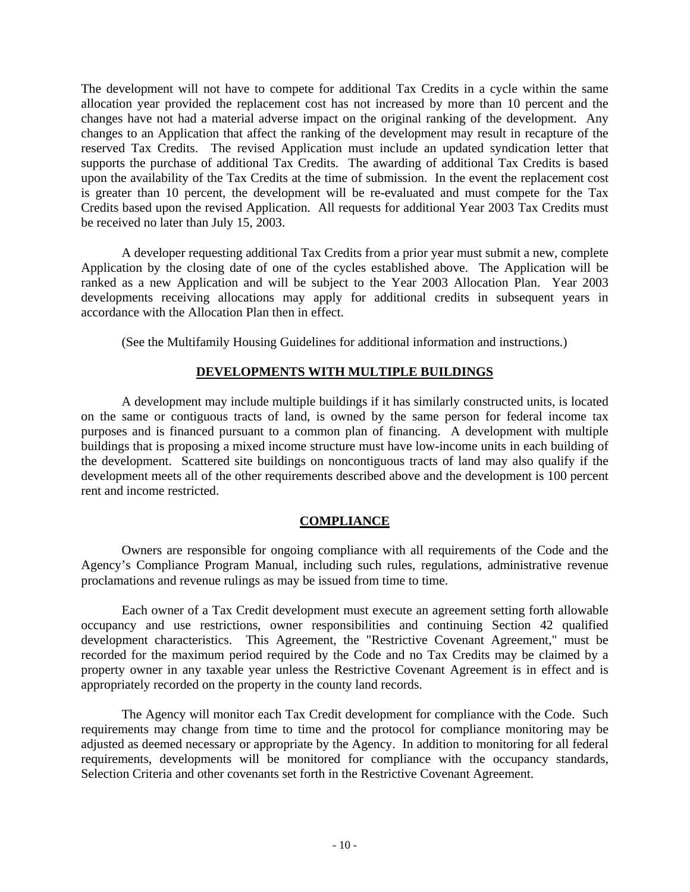The development will not have to compete for additional Tax Credits in a cycle within the same allocation year provided the replacement cost has not increased by more than 10 percent and the changes have not had a material adverse impact on the original ranking of the development. Any changes to an Application that affect the ranking of the development may result in recapture of the reserved Tax Credits. The revised Application must include an updated syndication letter that supports the purchase of additional Tax Credits. The awarding of additional Tax Credits is based upon the availability of the Tax Credits at the time of submission. In the event the replacement cost is greater than 10 percent, the development will be re-evaluated and must compete for the Tax Credits based upon the revised Application. All requests for additional Year 2003 Tax Credits must be received no later than July 15, 2003.

A developer requesting additional Tax Credits from a prior year must submit a new, complete Application by the closing date of one of the cycles established above. The Application will be ranked as a new Application and will be subject to the Year 2003 Allocation Plan. Year 2003 developments receiving allocations may apply for additional credits in subsequent years in accordance with the Allocation Plan then in effect.

(See the Multifamily Housing Guidelines for additional information and instructions.)

## DEVELOPMENTS WITH MULTIPLE BUILDINGS

A development may include multiple buildings if it has similarly constructed units, is located on the same or contiguous tracts of land, is owned by the same person for federal income tax purposes and is financed pursuant to a common plan of financing. A development with multiple buildings that is proposing a mixed income structure must have low-income units in each building of the development. Scattered site buildings on noncontiguous tracts of land may also qualify if the development meets all of the other requirements described above and the development is 100 percent rent and income restricted.

## COMPLIANCE

Owners are responsible for ongoing compliance with all requirements of the Code and the Agency's Compliance Program Manual, including such rules, regulations, administrative revenue proclamations and revenue rulings as may be issued from time to time.

Each owner of a Tax Credit development must execute an agreement setting forth allowable occupancy and use restrictions, owner responsibilities and continuing Section 42 qualified development characteristics. This Agreement, the "Restrictive Covenant Agreement," must be recorded for the maximum period required by the Code and no Tax Credits may be claimed by a property owner in any taxable year unless the Restrictive Covenant Agreement is in effect and is appropriately recorded on the property in the county land records.

The Agency will monitor each Tax Credit development for compliance with the Code. Such requirements may change from time to time and the protocol for compliance monitoring may be adjusted as deemed necessary or appropriate by the Agency. In addition to monitoring for all federal requirements, developments will be monitored for compliance with the occupancy standards, Selection Criteria and other covenants set forth in the Restrictive Covenant Agreement.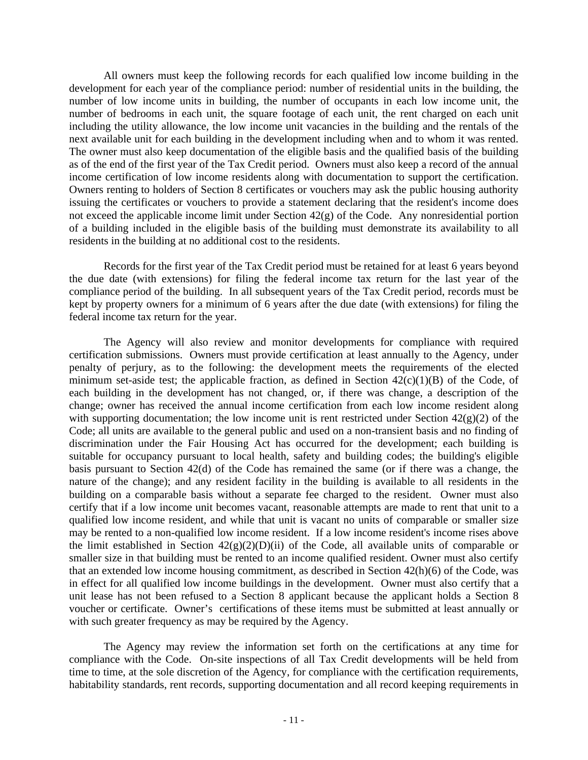All owners must keep the following records for each qualified low income building in the development for each year of the compliance period: number of residential units in the building, the number of low income units in building, the number of occupants in each low income unit, the number of bedrooms in each unit, the square footage of each unit, the rent charged on each unit including the utility allowance, the low income unit vacancies in the building and the rentals of the next available unit for each building in the development including when and to whom it was rented. The owner must also keep documentation of the eligible basis and the qualified basis of the building as of the end of the first year of the Tax Credit period. Owners must also keep a record of the annual income certification of low income residents along with documentation to support the certification. Owners renting to holders of Section 8 certificates or vouchers may ask the public housing authority issuing the certificates or vouchers to provide a statement declaring that the resident's income does not exceed the applicable income limit under Section 42(g) of the Code. Any nonresidential portion of a building included in the eligible basis of the building must demonstrate its availability to all residents in the building at no additional cost to the residents.

Records for the first year of the Tax Credit period must be retained for at least 6 years beyond the due date (with extensions) for filing the federal income tax return for the last year of the compliance period of the building. In all subsequent years of the Tax Credit period, records must be kept by property owners for a minimum of 6 years after the due date (with extensions) for filing the federal income tax return for the year.

The Agency will also review and monitor developments for compliance with required certification submissions. Owners must provide certification at least annually to the Agency, under penalty of perjury, as to the following: the development meets the requirements of the elected minimum set-aside test; the applicable fraction, as defined in Section 42(c)(1)(B) of the Code, of each building in the development has not changed, or, if there was change, a description of the change; owner has received the annual income certification from each low income resident along with supporting documentation; the low income unit is rent restricted under Section 42(g)(2) of the Code; all units are available to the general public and used on a non-transient basis and no finding of discrimination under the Fair Housing Act has occurred for the development; each building is suitable for occupancy pursuant to local health, safety and building codes; the building's eligible basis pursuant to Section 42(d) of the Code has remained the same (or if there was a change, the nature of the change); and any resident facility in the building is available to all residents in the building on a comparable basis without a separate fee charged to the resident. Owner must also certify that if a low income unit becomes vacant, reasonable attempts are made to rent that unit to a qualified low income resident, and while that unit is vacant no units of comparable or smaller size may be rented to a non-qualified low income resident. If a low income resident's income rises above the limit established in Section 42(g)(2)(D)(ii) of the Code, all available units of comparable or smaller size in that building must be rented to an income qualified resident. Owner must also certify that an extended low income housing commitment, as described in Section 42(h)(6) of the Code, was in effect for all qualified low income buildings in the development. Owner must also certify that a unit lease has not been refused to a Section 8 applicant because the applicant holds a Section 8 voucher or certificate. Owner's certifications of these items must be submitted at least annually or with such greater frequency as may be required by the Agency.

The Agency may review the information set forth on the certifications at any time for compliance with the Code. On-site inspections of all Tax Credit developments will be held from time to time, at the sole discretion of the Agency, for compliance with the certification requirements, habitability standards, rent records, supporting documentation and all record keeping requirements in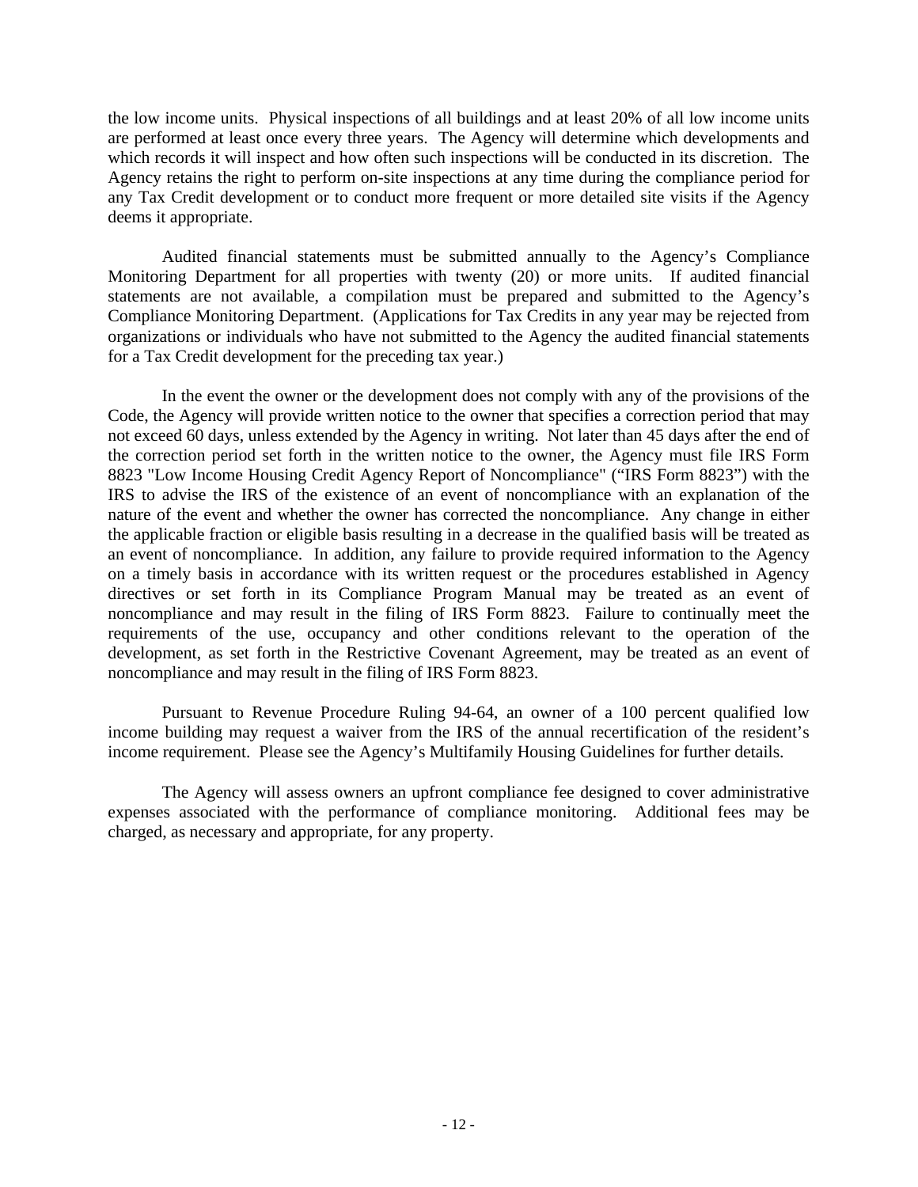the low income units. Physical inspections of all buildings and at least 20% of all low income units are performed at least once every three years. The Agency will determine which developments and which records it will inspect and how often such inspections will be conducted in its discretion. The Agency retains the right to perform on-site inspections at any time during the compliance period for any Tax Credit development or to conduct more frequent or more detailed site visits if the Agency deems it appropriate.

Audited financial statements must be submitted annually to the Agency's Compliance Monitoring Department for all properties with twenty (20) or more units. If audited financial statements are not available, a compilation must be prepared and submitted to the Agency's Compliance Monitoring Department. (Applications for Tax Credits in any year may be rejected from organizations or individuals who have not submitted to the Agency the audited financial statements for a Tax Credit development for the preceding tax year.)

In the event the owner or the development does not comply with any of the provisions of the Code, the Agency will provide written notice to the owner that specifies a correction period that may not exceed 60 days, unless extended by the Agency in writing. Not later than 45 days after the end of the correction period set forth in the written notice to the owner, the Agency must file IRS Form 8823 "Low Income Housing Credit Agency Report of Noncompliance" ("IRS Form 8823") with the IRS to advise the IRS of the existence of an event of noncompliance with an explanation of either the nature of the event and whether the owner has corrected the noncompliance. Any change in either the applicable fraction or eligible basis resulting in a decrease in the qualified basis will be treated as an event of noncompliance. In addition, any failure to provide required information to the Agency on a timely basis in accordance with its written request or the procedures established in Agency directives or set forth in its Compliance Program Manual may be treated as an event of noncompliance and may result in the filing of IRS Form 8823. Failure to continually meet the requirements of the use, occupancy and other conditions relevant to the operation of the development, as set forth in the Restrictive Covenant Agreement, may be treated as an event of noncompliance and may result in the filing of IRS Form 8823.

Pursuant to Revenue Procedure Ruling 94-64, an owner of a 100 percent qualified low income building may request a waiver from the IRS of the annual recertification of the resident's income requirement. Please see the Agency's Multifamily Housing Guidelines for further details.

The Agency will assess owners an upfront compliance fee designed to cover administrative expenses associated with the performance of compliance monitoring. Additional fees may be charged, as necessary and appropriate, for any property.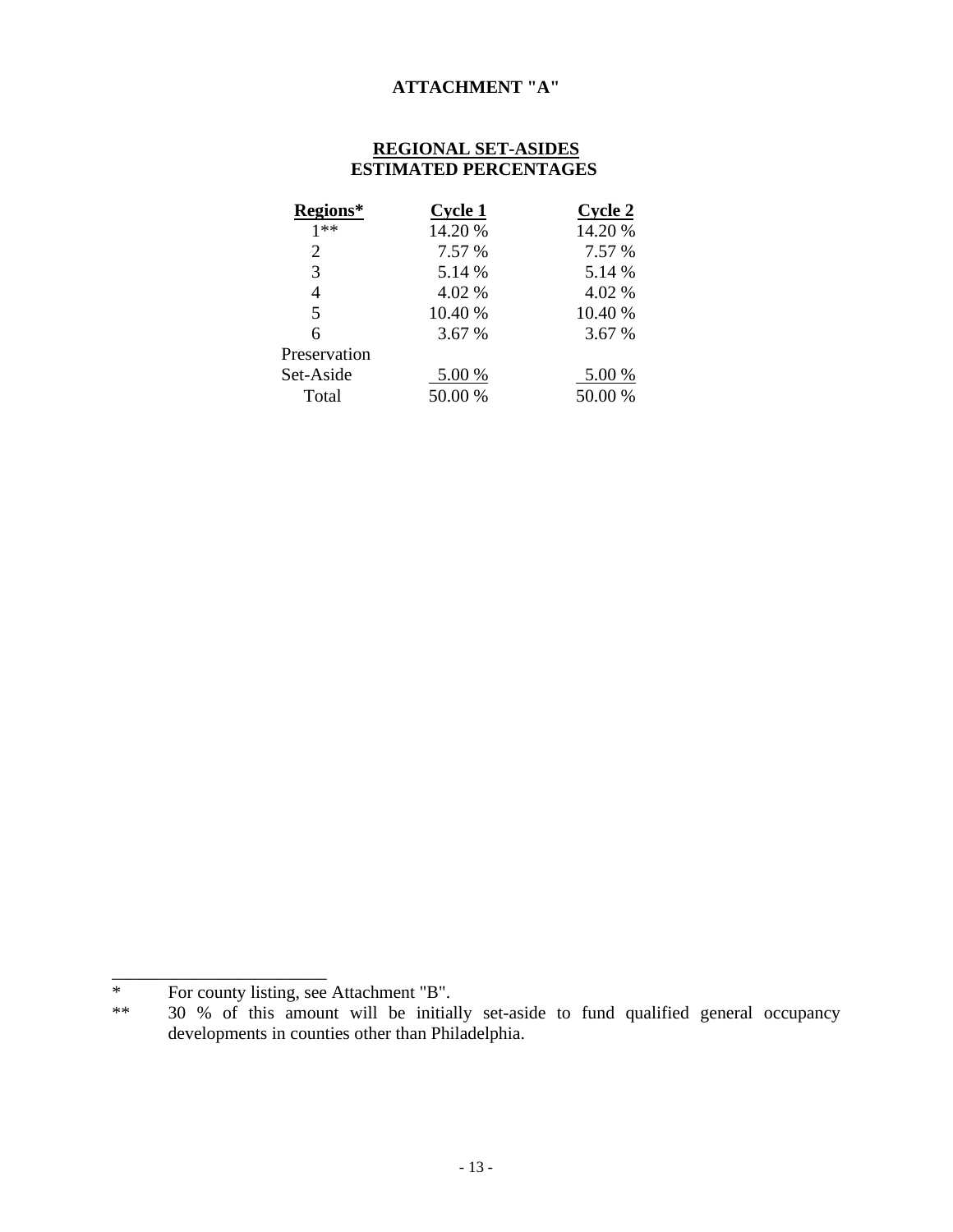**ATTACHMENT "A"**

**REGIONAL SET-ASIDES**
**ESTIMATED PERCENTAGES**

| Regions* | Cycle 1 | Cycle 2 |
|---|---|---|
| 1** | 14.20 % | 14.20 % |
| 2 | 7.57 % | 7.57 % |
| 3 | 5.14 % | 5.14 % |
| 4 | 4.02 % | 4.02 % |
| 5 | 10.40 % | 10.40 % |
| 6 | 3.67 % | 3.67 % |
| Preservation Set-Aside | 5.00 % | 5.00 % |
| Total | 50.00 % | 50.00 % |

---

\* For county listing, see Attachment "B".

\*\* 30 % of this amount will be initially set-aside to fund qualified general occupancy developments in counties other than Philadelphia.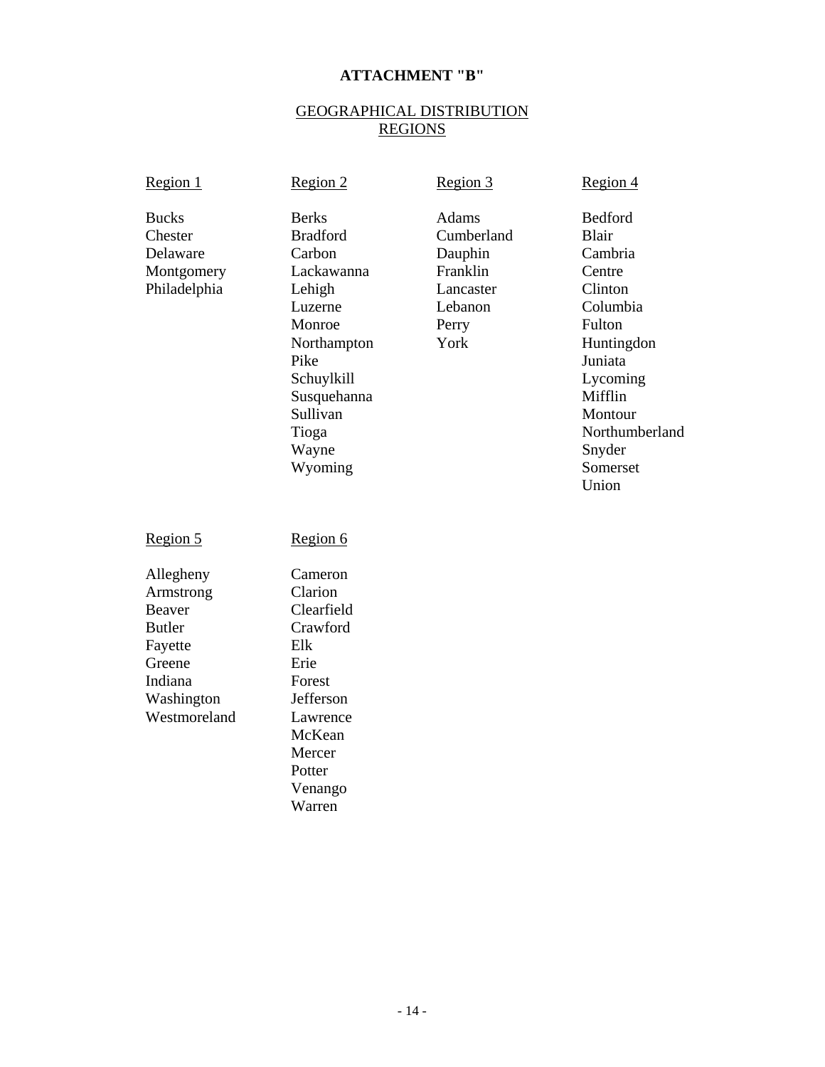**ATTACHMENT "B"**

GEOGRAPHICAL DISTRIBUTION
REGIONS

| Region 1 | Region 2 | Region 3 | Region 4 |
|---|---|---|---|
| Bucks | Berks | Adams | Bedford |
| Chester | Bradford | Cumberland | Blair |
| Delaware | Carbon | Dauphin | Cambria |
| Montgomery | Lackawanna | Franklin | Centre |
| Philadelphia | Lehigh | Lancaster | Clinton |
| | Luzerne | Lebanon | Columbia |
| | Monroe | Perry | Fulton |
| | Northampton | York | Huntingdon |
| | Pike | | Juniata |
| | Schuylkill | | Lycoming |
| | Susquehanna | | Mifflin |
| | Sullivan | | Montour |
| | Tioga | | Northumberland |
| | Wayne | | Snyder |
| | Wyoming | | Somerset |
| | | | Union |

| Region 5 | Region 6 |
|---|---|
| Allegheny | Cameron |
| Armstrong | Clarion |
| Beaver | Clearfield |
| Butler | Crawford |
| Fayette | Elk |
| Greene | Erie |
| Indiana | Forest |
| Washington | Jefferson |
| Westmoreland | Lawrence |
| | McKean |
| | Mercer |
| | Potter |
| | Venango |
| | Warren |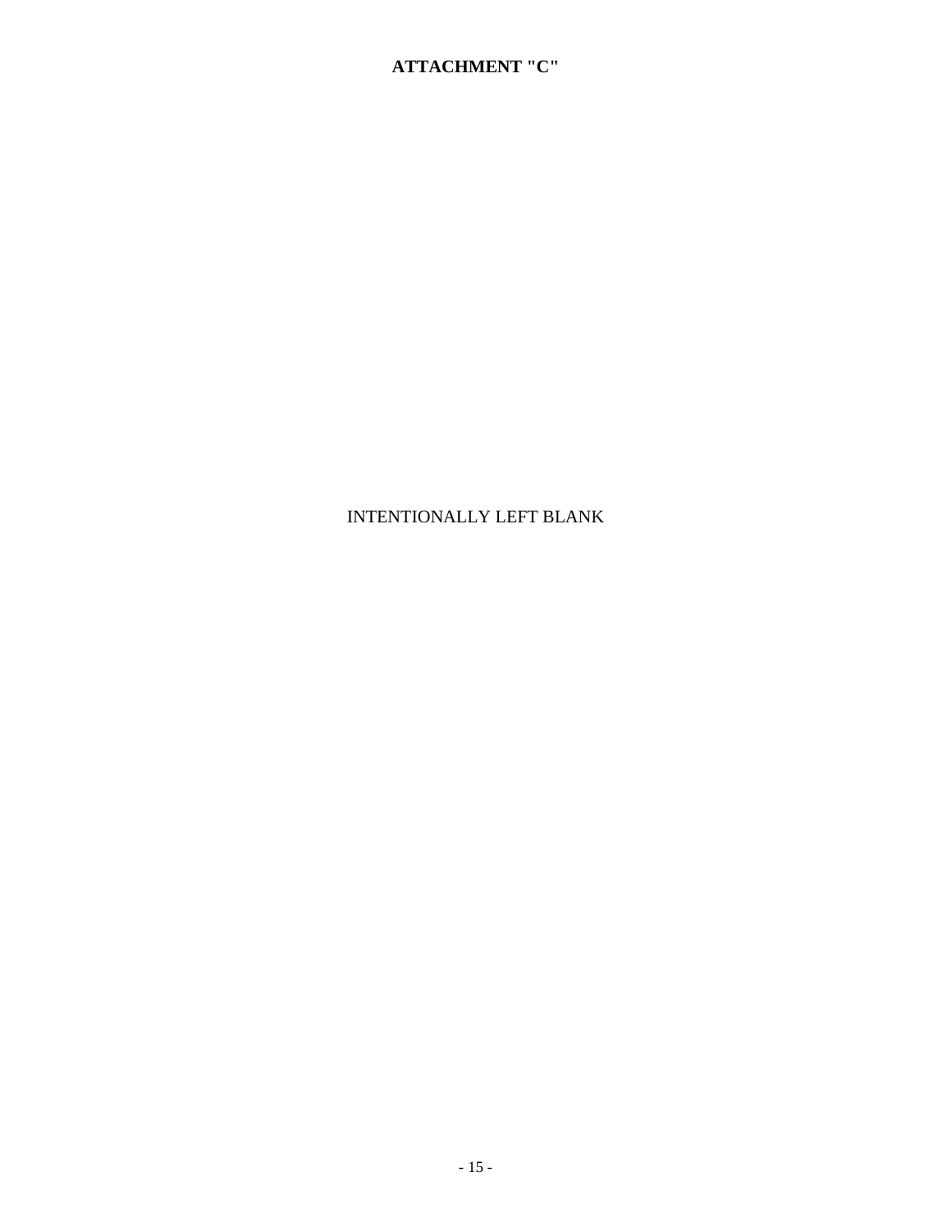**ATTACHMENT "C"**

INTENTIONALLY LEFT BLANK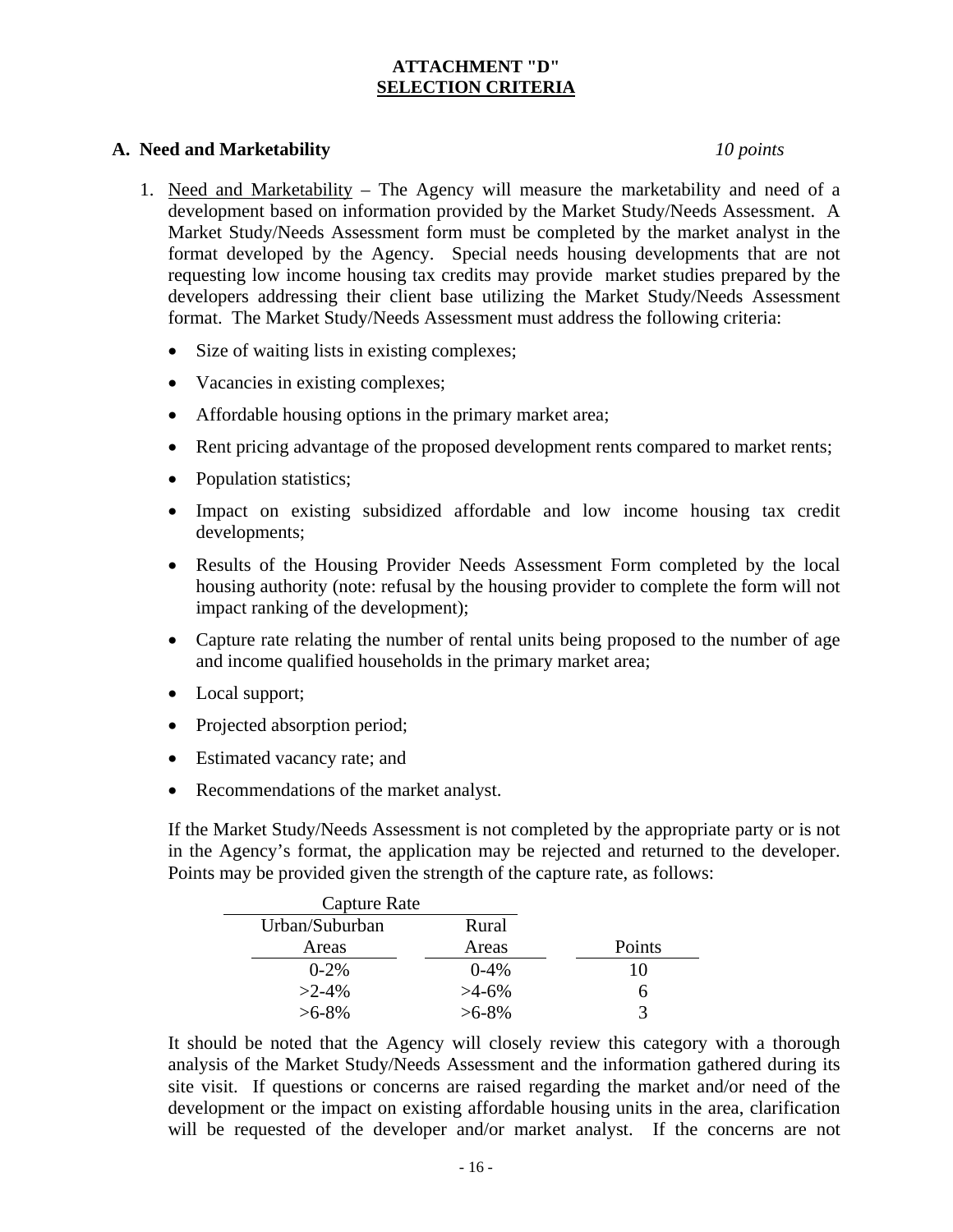**ATTACHMENT "D"**
**SELECTION CRITERIA**

**A. Need and Marketability** *10 points*

1. Need and Marketability – The Agency will measure the marketability and need of a development based on information provided by the Market Study/Needs Assessment. A Market Study/Needs Assessment form must be completed by the market analyst in the format developed by the Agency. Special needs housing developments that are not requesting low income housing tax credits may provide market studies prepared by the developers addressing their client base utilizing the Market Study/Needs Assessment format. The Market Study/Needs Assessment must address the following criteria:

   - Size of waiting lists in existing complexes;
   - Vacancies in existing complexes;
   - Affordable housing options in the primary market area;
   - Rent pricing advantage of the proposed development rents compared to market rents;
   - Population statistics;
   - Impact on existing subsidized affordable and low income housing tax credit developments;
   - Results of the Housing Provider Needs Assessment Form completed by the local housing authority (note: refusal by the housing provider to complete the form will not impact ranking of the development);
   - Capture rate relating the number of rental units being proposed to the number of age and income qualified households in the primary market area;
   - Local support;
   - Projected absorption period;
   - Estimated vacancy rate; and
   - Recommendations of the market analyst.

   If the Market Study/Needs Assessment is not completed by the appropriate party or is not in the Agency's format, the application may be rejected and returned to the developer. Points may be provided given the strength of the capture rate, as follows:

   | Capture Rate | | |
   |---|---|---|
   | Urban/Suburban Areas | Rural Areas | Points |
   | 0-2% | 0-4% | 10 |
   | >2-4% | >4-6% | 6 |
   | >6-8% | >6-8% | 3 |

   It should be noted that the Agency will closely review this category with a thorough analysis of the Market Study/Needs Assessment and the information gathered during its site visit. If questions or concerns are raised regarding the market and/or need of the development or the impact on existing affordable housing units in the area, clarification will be requested of the developer and/or market analyst. If the concerns are not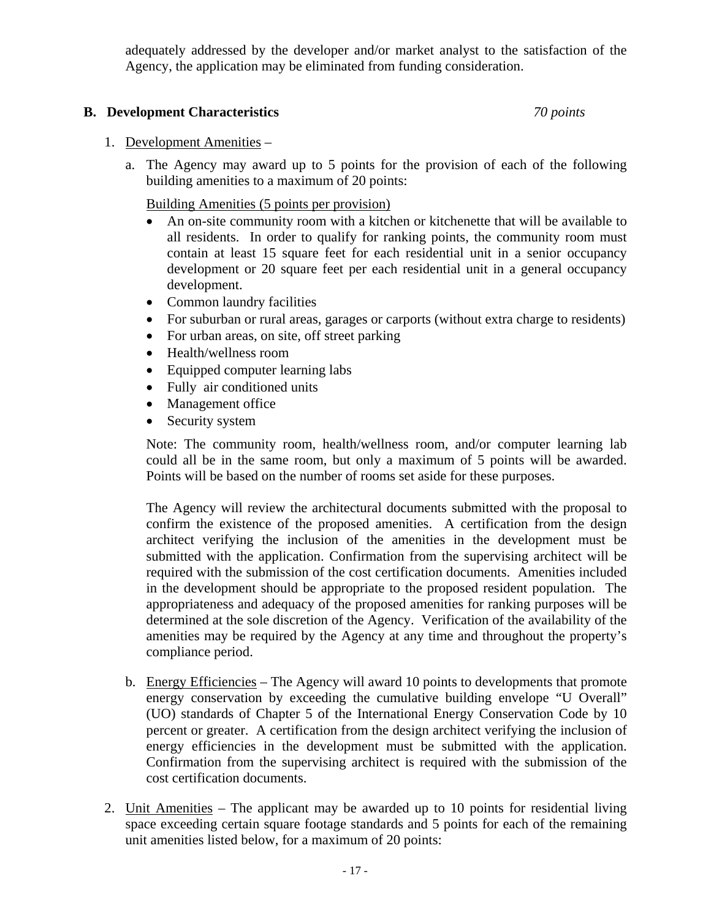adequately addressed by the developer and/or market analyst to the satisfaction of the Agency, the application may be eliminated from funding consideration.

**B. Development Characteristics** *70 points*

1. Development Amenities –

   a. The Agency may award up to 5 points for the provision of each of the following building amenities to a maximum of 20 points:

      Building Amenities (5 points per provision)

      - An on-site community room with a kitchen or kitchenette that will be available to all residents. In order to qualify for ranking points, the community room must contain at least 15 square feet for each residential unit in a senior occupancy development or 20 square feet per each residential unit in a general occupancy development.
      - Common laundry facilities
      - For suburban or rural areas, garages or carports (without extra charge to residents)
      - For urban areas, on site, off street parking
      - Health/wellness room
      - Equipped computer learning labs
      - Fully air conditioned units
      - Management office
      - Security system

      Note: The community room, health/wellness room, and/or computer learning lab could all be in the same room, but only a maximum of 5 points will be awarded. Points will be based on the number of rooms set aside for these purposes.

      The Agency will review the architectural documents submitted with the proposal to confirm the existence of the proposed amenities. A certification from the design architect verifying the inclusion of the amenities in the development must be submitted with the application. Confirmation from the supervising architect will be required with the submission of the cost certification documents. Amenities included in the development should be appropriate to the proposed resident population. The appropriateness and adequacy of the proposed amenities for ranking purposes will be determined at the sole discretion of the Agency. Verification of the availability of the amenities may be required by the Agency at any time and throughout the property's compliance period.

   b. Energy Efficiencies – The Agency will award 10 points to developments that promote energy conservation by exceeding the cumulative building envelope "U Overall" (UO) standards of Chapter 5 of the International Energy Conservation Code by 10 percent or greater. A certification from the design architect verifying the inclusion of energy efficiencies in the development must be submitted with the application. Confirmation from the supervising architect is required with the submission of the cost certification documents.

2. Unit Amenities – The applicant may be awarded up to 10 points for residential living space exceeding certain square footage standards and 5 points for each of the remaining unit amenities listed below, for a maximum of 20 points: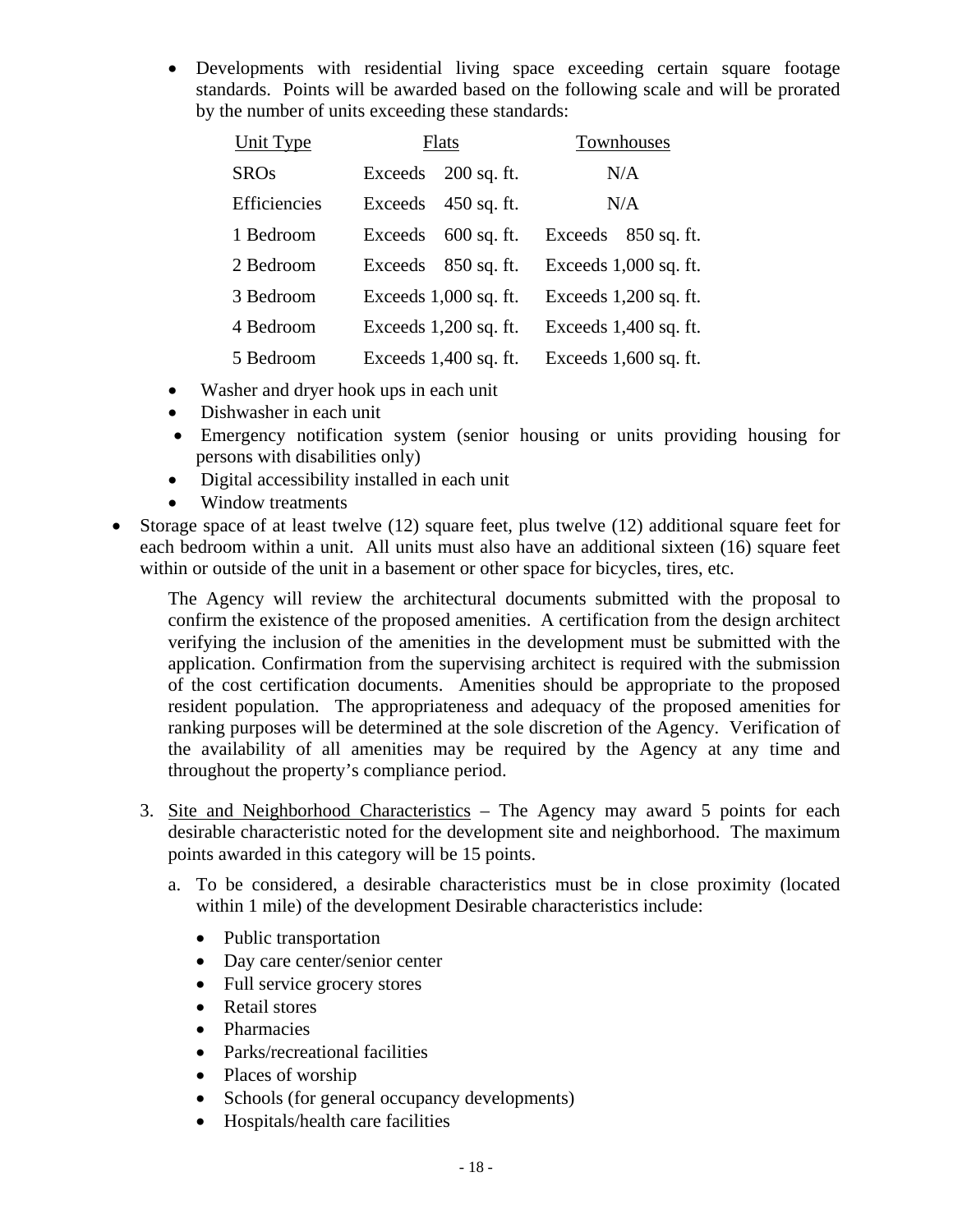- Developments with residential living space exceeding certain square footage standards. Points will be awarded based on the following scale and will be prorated by the number of units exceeding these standards:

| Unit Type | Flats | Townhouses |
|---|---|---|
| SROs | Exceeds 200 sq. ft. | N/A |
| Efficiencies | Exceeds 450 sq. ft. | N/A |
| 1 Bedroom | Exceeds 600 sq. ft. | Exceeds 850 sq. ft. |
| 2 Bedroom | Exceeds 850 sq. ft. | Exceeds 1,000 sq. ft. |
| 3 Bedroom | Exceeds 1,000 sq. ft. | Exceeds 1,200 sq. ft. |
| 4 Bedroom | Exceeds 1,200 sq. ft. | Exceeds 1,400 sq. ft. |
| 5 Bedroom | Exceeds 1,400 sq. ft. | Exceeds 1,600 sq. ft. |

- Washer and dryer hook ups in each unit
- Dishwasher in each unit
- Emergency notification system (senior housing or units providing housing for persons with disabilities only)
- Digital accessibility installed in each unit
- Window treatments

- Storage space of at least twelve (12) square feet, plus twelve (12) additional square feet for each bedroom within a unit. All units must also have an additional sixteen (16) square feet within or outside of the unit in a basement or other space for bicycles, tires, etc.

The Agency will review the architectural documents submitted with the proposal to confirm the existence of the proposed amenities. A certification from the design architect verifying the inclusion of the amenities in the development must be submitted with the application. Confirmation from the supervising architect is required with the submission of the cost certification documents. Amenities should be appropriate to the proposed resident population. The appropriateness and adequacy of the proposed amenities for ranking purposes will be determined at the sole discretion of the Agency. Verification of the availability of all amenities may be required by the Agency at any time and throughout the property's compliance period.

3. Site and Neighborhood Characteristics – The Agency may award 5 points for each desirable characteristic noted for the development site and neighborhood. The maximum points awarded in this category will be 15 points.

   a. To be considered, a desirable characteristics must be in close proximity (located within 1 mile) of the development Desirable characteristics include:

      - Public transportation
      - Day care center/senior center
      - Full service grocery stores
      - Retail stores
      - Pharmacies
      - Parks/recreational facilities
      - Places of worship
      - Schools (for general occupancy developments)
      - Hospitals/health care facilities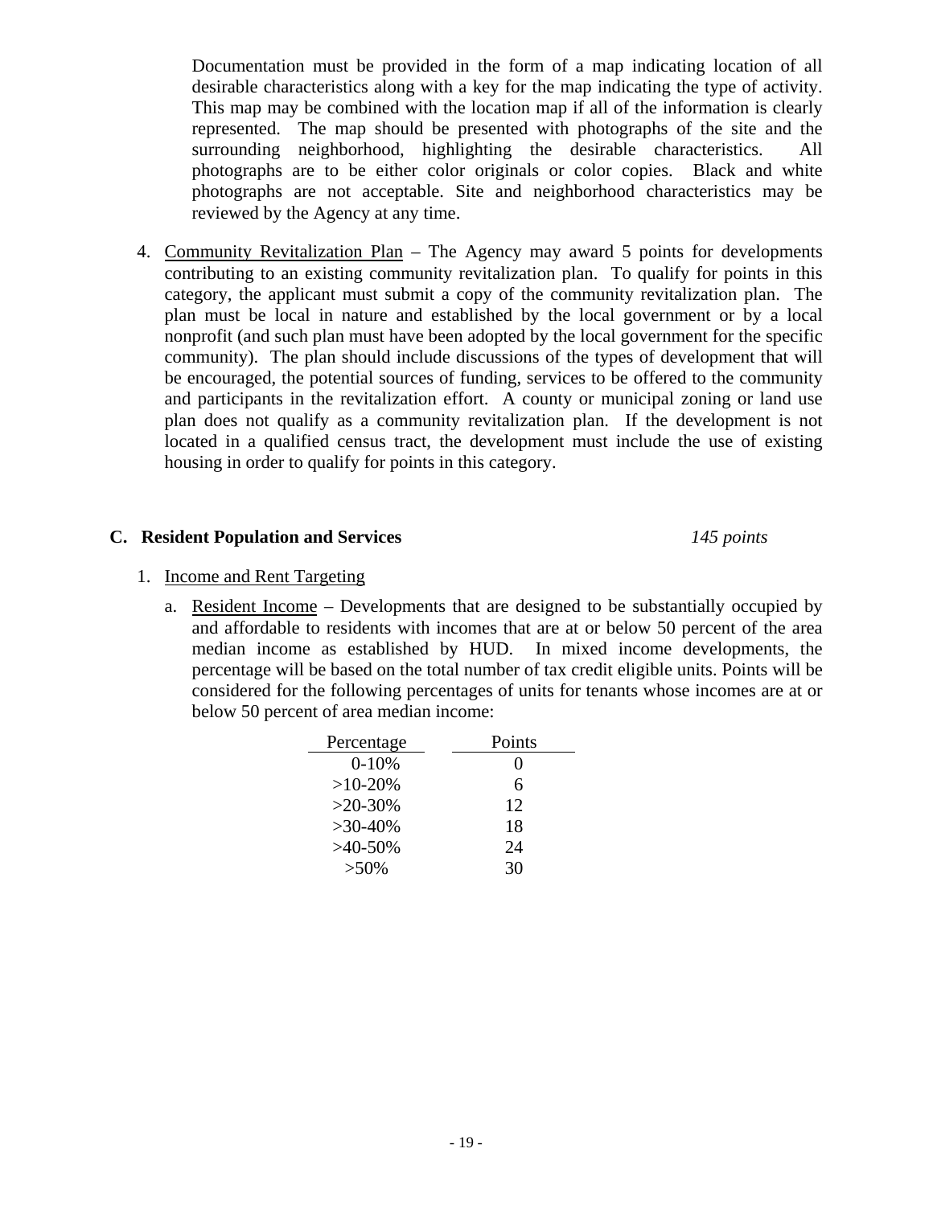Documentation must be provided in the form of a map indicating location of all desirable characteristics along with a key for the map indicating the type of activity. This map may be combined with the location map if all of the information is clearly represented. The map should be presented with photographs of the site and the surrounding neighborhood, highlighting the desirable characteristics. All photographs are to be either color originals or color copies. Black and white photographs are not acceptable. Site and neighborhood characteristics may be reviewed by the Agency at any time.

4. Community Revitalization Plan – The Agency may award 5 points for developments contributing to an existing community revitalization plan. To qualify for points in this category, the applicant must submit a copy of the community revitalization plan. The plan must be local in nature and established by the local government or by a local nonprofit (and such plan must have been adopted by the local government for the specific community). The plan should include discussions of the types of development that will be encouraged, the potential sources of funding, services to be offered to the community and participants in the revitalization effort. A county or municipal zoning or land use plan does not qualify as a community revitalization plan. If the development is not located in a qualified census tract, the development must include the use of existing housing in order to qualify for points in this category.

## C. Resident Population and Services *145 points*

1. Income and Rent Targeting

   a. Resident Income – Developments that are designed to be substantially occupied by and affordable to residents with incomes that are at or below 50 percent of the area median income as established by HUD. In mixed income developments, the percentage will be based on the total number of tax credit eligible units. Points will be considered for the following percentages of units for tenants whose incomes are at or below 50 percent of area median income:

| Percentage | Points |
|---|---|
| 0-10% | 0 |
| >10-20% | 6 |
| >20-30% | 12 |
| >30-40% | 18 |
| >40-50% | 24 |
| >50% | 30 |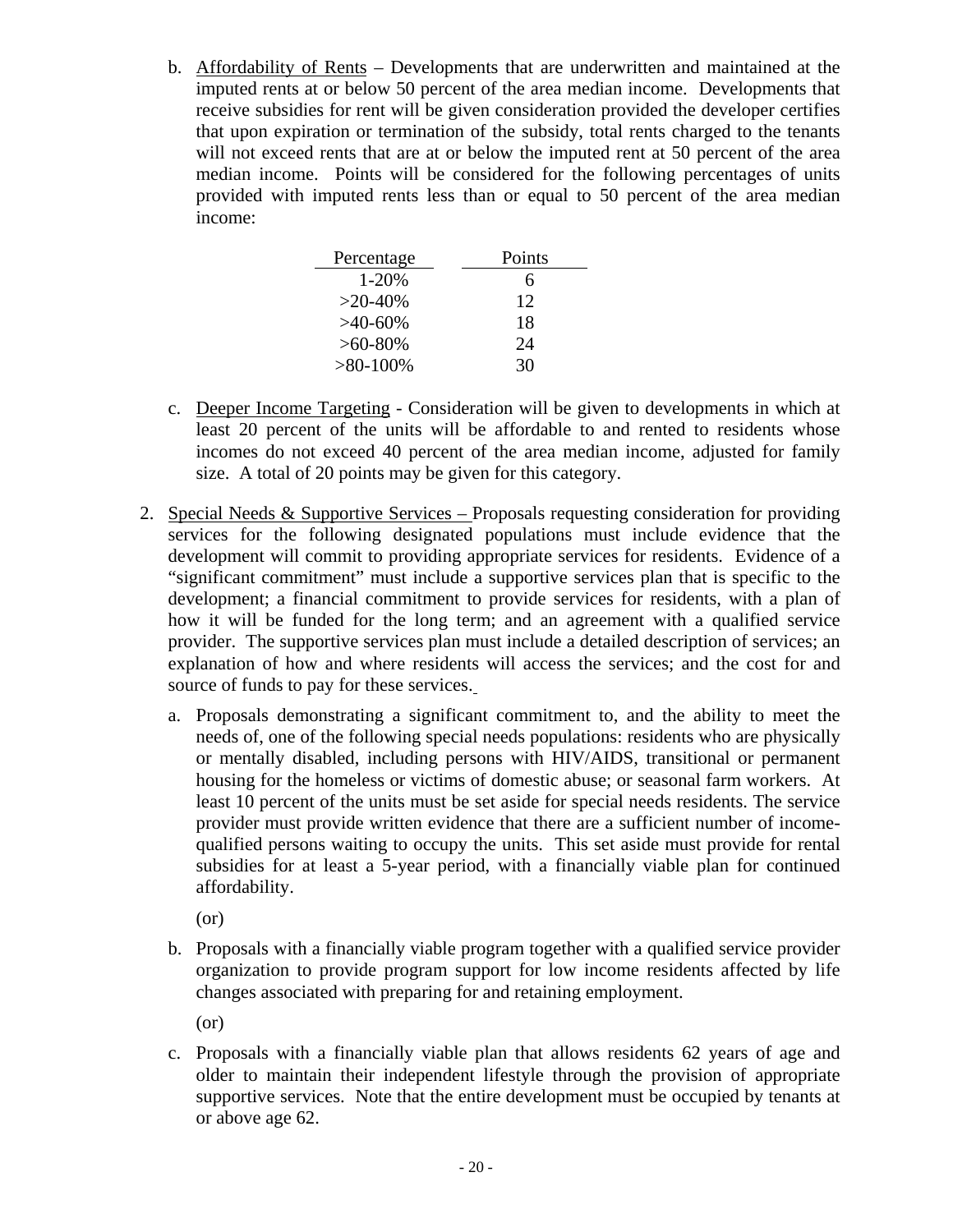b. Affordability of Rents – Developments that are underwritten and maintained at the imputed rents at or below 50 percent of the area median income. Developments that receive subsidies for rent will be given consideration provided the developer certifies that upon expiration or termination of the subsidy, total rents charged to the tenants will not exceed rents that are at or below the imputed rent at 50 percent of the area median income. Points will be considered for the following percentages of units provided with imputed rents less than or equal to 50 percent of the area median income:

| Percentage | Points |
|---|---|
| 1-20% | 6 |
| >20-40% | 12 |
| >40-60% | 18 |
| >60-80% | 24 |
| >80-100% | 30 |

c. Deeper Income Targeting - Consideration will be given to developments in which at least 20 percent of the units will be affordable to and rented to residents whose incomes do not exceed 40 percent of the area median income, adjusted for family size. A total of 20 points may be given for this category.

2. Special Needs & Supportive Services – Proposals requesting consideration for providing services for the following designated populations must include evidence that the development will commit to providing appropriate services for residents. Evidence of a "significant commitment" must include a supportive services plan that is specific to the development; a financial commitment to provide services for residents, with a plan of how it will be funded for the long term; and an agreement with a qualified service provider. The supportive services plan must include a detailed description of services; an explanation of how and where residents will access the services; and the cost for and source of funds to pay for these services.

   a. Proposals demonstrating a significant commitment to, and the ability to meet the needs of, one of the following special needs populations: residents who are physically or mentally disabled, including persons with HIV/AIDS, transitional or permanent housing for the homeless or victims of domestic abuse; or seasonal farm workers. At least 10 percent of the units must be set aside for special needs residents. The service provider must provide written evidence that there are a sufficient number of income-qualified persons waiting to occupy the units. This set aside must provide for rental subsidies for at least a 5-year period, with a financially viable plan for continued affordability.

   (or)

   b. Proposals with a financially viable program together with a qualified service provider organization to provide program support for low income residents affected by life changes associated with preparing for and retaining employment.

   (or)

   c. Proposals with a financially viable plan that allows residents 62 years of age and older to maintain their independent lifestyle through the provision of appropriate supportive services. Note that the entire development must be occupied by tenants at or above age 62.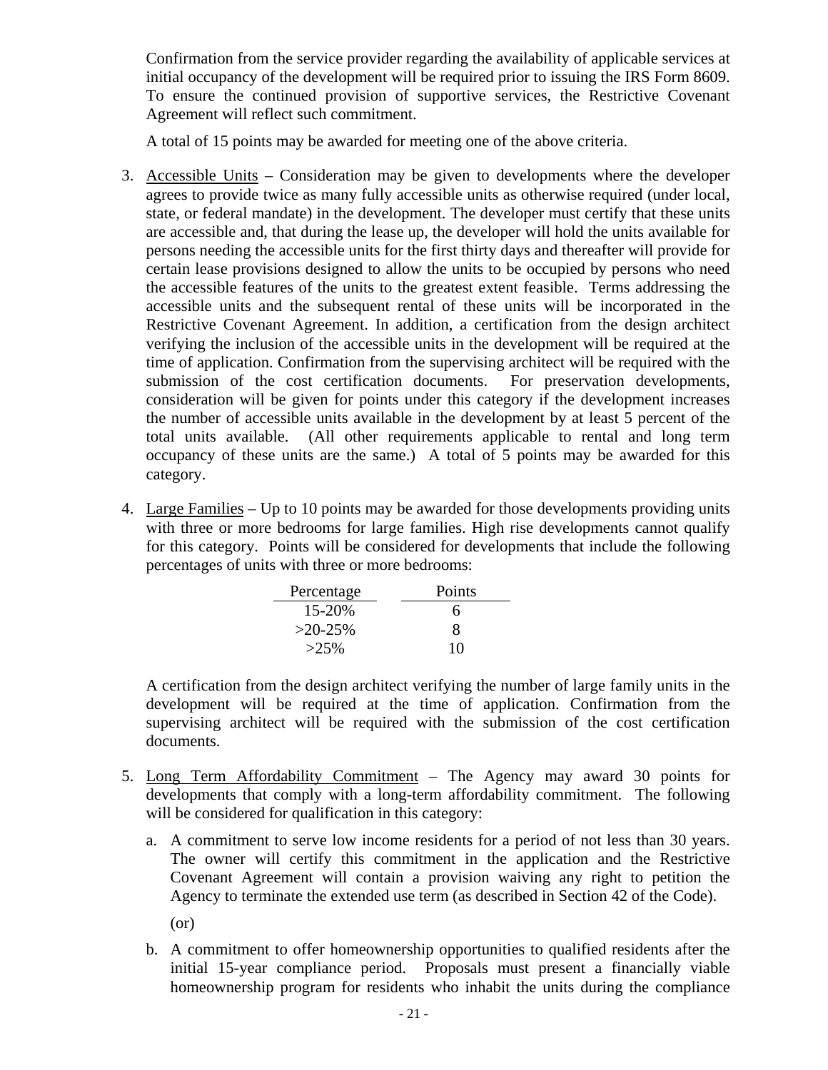Confirmation from the service provider regarding the availability of applicable services at initial occupancy of the development will be required prior to issuing the IRS Form 8609. To ensure the continued provision of supportive services, the Restrictive Covenant Agreement will reflect such commitment.

A total of 15 points may be awarded for meeting one of the above criteria.

3. Accessible Units – Consideration may be given to developments where the developer agrees to provide twice as many fully accessible units as otherwise required (under local, state, or federal mandate) in the development. The developer must certify that these units are accessible and, that during the lease up, the developer will hold the units available for persons needing the accessible units for the first thirty days and thereafter will provide for certain lease provisions designed to allow the units to be occupied by persons who need the accessible features of the units to the greatest extent feasible. Terms addressing the accessible units and the subsequent rental of these units will be incorporated in the Restrictive Covenant Agreement. In addition, a certification from the design architect verifying the inclusion of the accessible units in the development will be required at the time of application. Confirmation from the supervising architect will be required with the submission of the cost certification documents. For preservation developments, consideration will be given for points under this category if the development increases the number of accessible units available in the development by at least 5 percent of the total units available. (All other requirements applicable to rental and long term occupancy of these units are the same.) A total of 5 points may be awarded for this category.

4. Large Families – Up to 10 points may be awarded for those developments providing units with three or more bedrooms for large families. High rise developments cannot qualify for this category. Points will be considered for developments that include the following percentages of units with three or more bedrooms:

| Percentage | Points |
|---|---|
| 15-20% | 6 |
| >20-25% | 8 |
| >25% | 10 |

A certification from the design architect verifying the number of large family units in the development will be required at the time of application. Confirmation from the supervising architect will be required with the submission of the cost certification documents.

5. Long Term Affordability Commitment – The Agency may award 30 points for developments that comply with a long-term affordability commitment. The following will be considered for qualification in this category:

   a. A commitment to serve low income residents for a period of not less than 30 years. The owner will certify this commitment in the application and the Restrictive Covenant Agreement will contain a provision waiving any right to petition the Agency to terminate the extended use term (as described in Section 42 of the Code).

      (or)

   b. A commitment to offer homeownership opportunities to qualified residents after the initial 15-year compliance period. Proposals must present a financially viable homeownership program for residents who inhabit the units during the compliance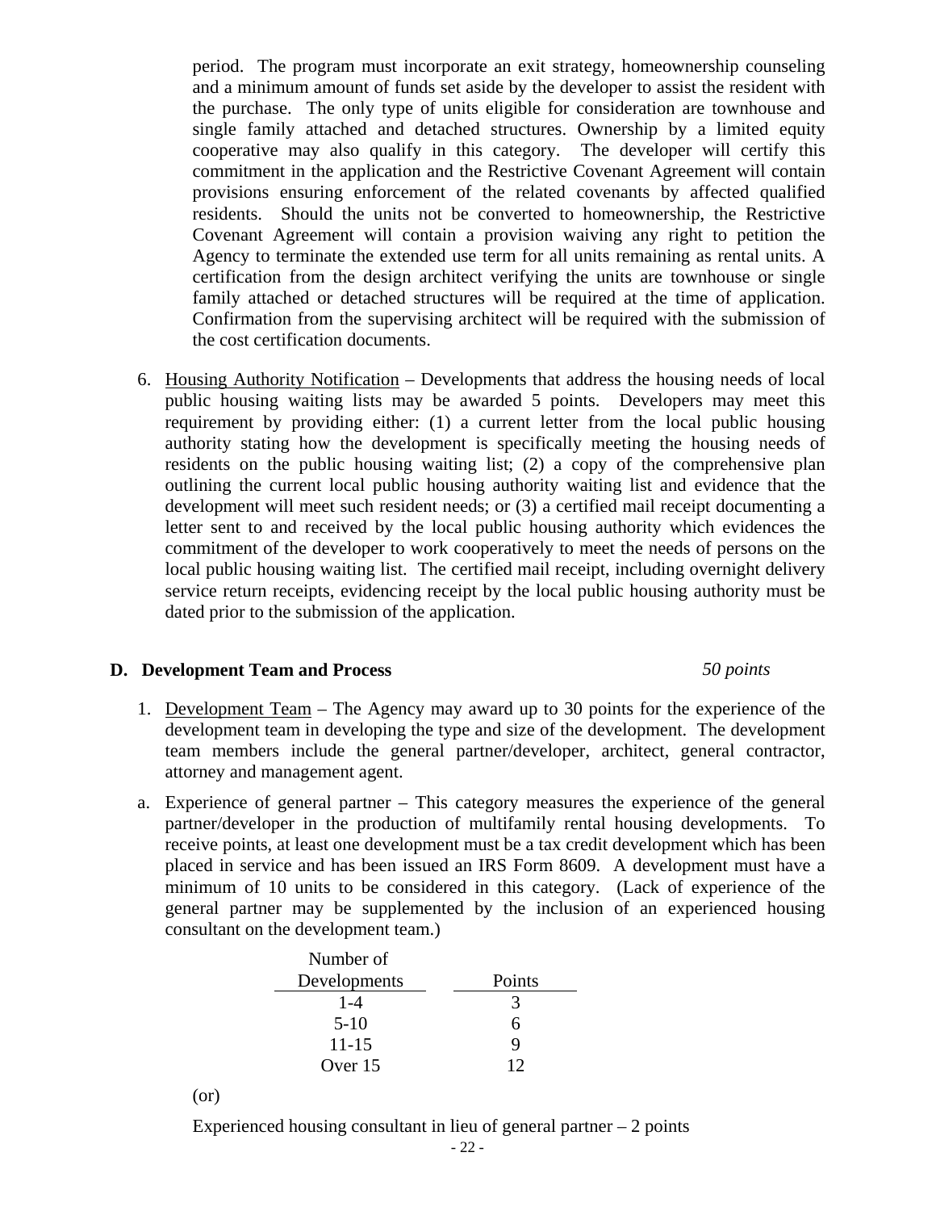period. The program must incorporate an exit strategy, homeownership counseling and a minimum amount of funds set aside by the developer to assist the resident with the purchase. The only type of units eligible for consideration are townhouse and single family attached and detached structures. Ownership by a limited equity cooperative may also qualify in this category. The developer will certify this commitment in the application and the Restrictive Covenant Agreement will contain provisions ensuring enforcement of the related covenants by affected qualified residents. Should the units not be converted to homeownership, the Restrictive Covenant Agreement will contain a provision waiving any right to petition the Agency to terminate the extended use term for all units remaining as rental units. A certification from the design architect verifying the units are townhouse or single family attached or detached structures will be required at the time of application. Confirmation from the supervising architect will be required with the submission of the cost certification documents.

6. Housing Authority Notification – Developments that address the housing needs of local public housing waiting lists may be awarded 5 points. Developers may meet this requirement by providing either: (1) a current letter from the local public housing authority stating how the development is specifically meeting the housing needs of residents on the public housing waiting list; (2) a copy of the comprehensive plan outlining the current local public housing authority waiting list and evidence that the development will meet such resident needs; or (3) a certified mail receipt documenting a letter sent to and received by the local public housing authority which evidences the commitment of the developer to work cooperatively to meet the needs of persons on the local public housing waiting list. The certified mail receipt, including overnight delivery service return receipts, evidencing receipt by the local public housing authority must be dated prior to the submission of the application.

**D. Development Team and Process** *50 points*

1. Development Team – The Agency may award up to 30 points for the experience of the development team in developing the type and size of the development. The development team members include the general partner/developer, architect, general contractor, attorney and management agent.

a. Experience of general partner – This category measures the experience of the general partner/developer in the production of multifamily rental housing developments. To receive points, at least one development must be a tax credit development which has been placed in service and has been issued an IRS Form 8609. A development must have a minimum of 10 units to be considered in this category. (Lack of experience of the general partner may be supplemented by the inclusion of an experienced housing consultant on the development team.)

| Number of Developments | Points |
|---|---|
| 1-4 | 3 |
| 5-10 | 6 |
| 11-15 | 9 |
| Over 15 | 12 |

(or)

Experienced housing consultant in lieu of general partner – 2 points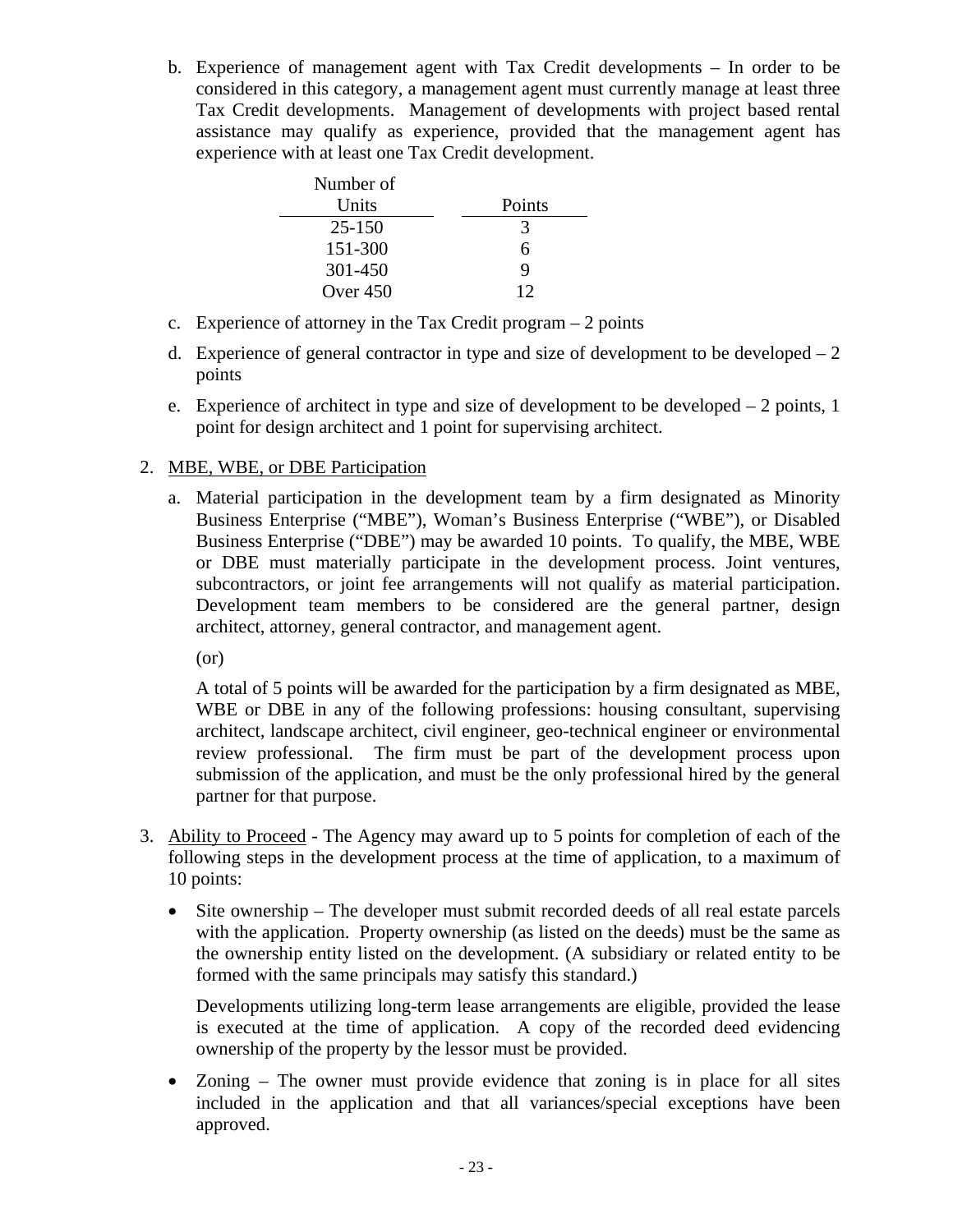b. Experience of management agent with Tax Credit developments – In order to be considered in this category, a management agent must currently manage at least three Tax Credit developments. Management of developments with project based rental assistance may qualify as experience, provided that the management agent has experience with at least one Tax Credit development.

| Number of Units | Points |
|---|---|
| 25-150 | 3 |
| 151-300 | 6 |
| 301-450 | 9 |
| Over 450 | 12 |

c. Experience of attorney in the Tax Credit program – 2 points

d. Experience of general contractor in type and size of development to be developed – 2 points

e. Experience of architect in type and size of development to be developed – 2 points, 1 point for design architect and 1 point for supervising architect.

2. <u>MBE, WBE, or DBE Participation</u>

   a. Material participation in the development team by a firm designated as Minority Business Enterprise ("MBE"), Woman's Business Enterprise ("WBE"), or Disabled Business Enterprise ("DBE") may be awarded 10 points. To qualify, the MBE, WBE or DBE must materially participate in the development process. Joint ventures, subcontractors, or joint fee arrangements will not qualify as material participation. Development team members to be considered are the general partner, design architect, attorney, general contractor, and management agent.

   (or)

   A total of 5 points will be awarded for the participation by a firm designated as MBE, WBE or DBE in any of the following professions: housing consultant, supervising architect, landscape architect, civil engineer, geo-technical engineer or environmental review professional. The firm must be part of the development process upon submission of the application, and must be the only professional hired by the general partner for that purpose.

3. <u>Ability to Proceed</u> - The Agency may award up to 5 points for completion of each of the following steps in the development process at the time of application, to a maximum of 10 points:

   - Site ownership – The developer must submit recorded deeds of all real estate parcels with the application. Property ownership (as listed on the deeds) must be the same as the ownership entity listed on the development. (A subsidiary or related entity to be formed with the same principals may satisfy this standard.)

     Developments utilizing long-term lease arrangements are eligible, provided the lease is executed at the time of application. A copy of the recorded deed evidencing ownership of the property by the lessor must be provided.

   - Zoning – The owner must provide evidence that zoning is in place for all sites included in the application and that all variances/special exceptions have been approved.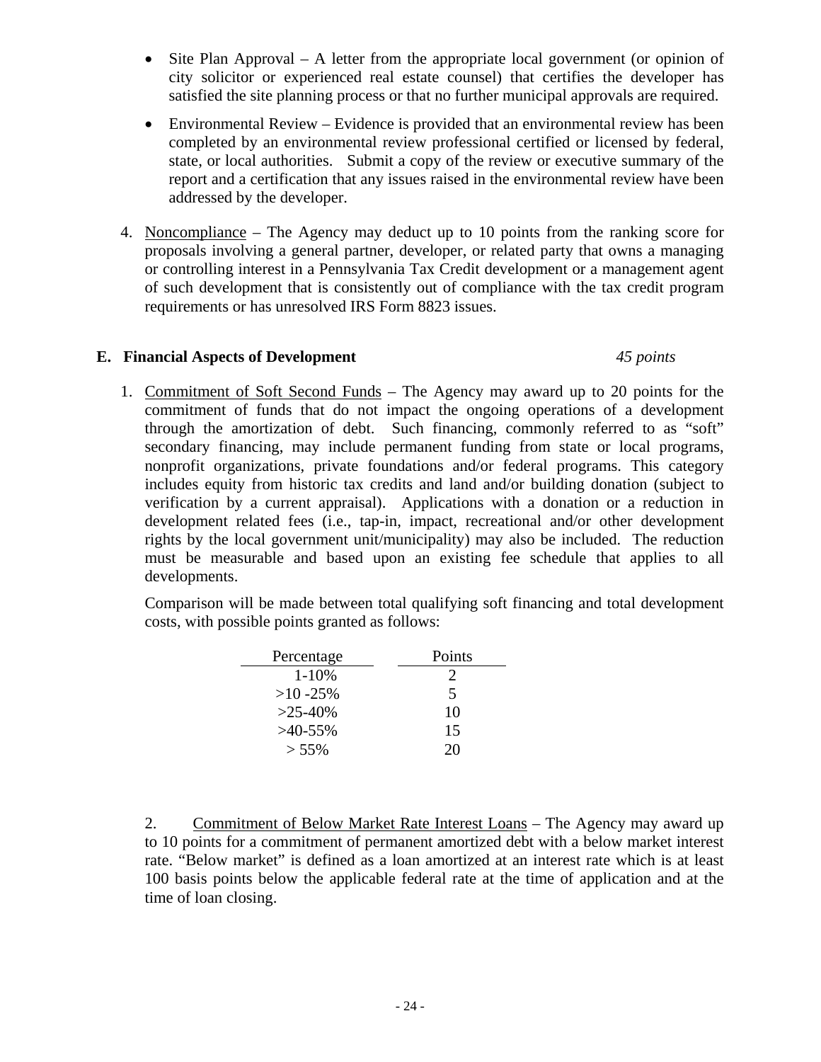- Site Plan Approval – A letter from the appropriate local government (or opinion of city solicitor or experienced real estate counsel) that certifies the developer has satisfied the site planning process or that no further municipal approvals are required.

- Environmental Review – Evidence is provided that an environmental review has been completed by an environmental review professional certified or licensed by federal, state, or local authorities. Submit a copy of the review or executive summary of the report and a certification that any issues raised in the environmental review have been addressed by the developer.

4. Noncompliance – The Agency may deduct up to 10 points from the ranking score for proposals involving a general partner, developer, or related party that owns a managing or controlling interest in a Pennsylvania Tax Credit development or a management agent of such development that is consistently out of compliance with the tax credit program requirements or has unresolved IRS Form 8823 issues.

## E. Financial Aspects of Development *45 points*

1. Commitment of Soft Second Funds – The Agency may award up to 20 points for the commitment of funds that do not impact the ongoing operations of a development through the amortization of debt. Such financing, commonly referred to as "soft" secondary financing, may include permanent funding from state or local programs, nonprofit organizations, private foundations and/or federal programs. This category includes equity from historic tax credits and land and/or building donation (subject to verification by a current appraisal). Applications with a donation or a reduction in development related fees (i.e., tap-in, impact, recreational and/or other development rights by the local government unit/municipality) may also be included. The reduction must be measurable and based upon an existing fee schedule that applies to all developments.

   Comparison will be made between total qualifying soft financing and total development costs, with possible points granted as follows:

| Percentage | Points |
|---|---|
| 1-10% | 2 |
| >10 -25% | 5 |
| >25-40% | 10 |
| >40-55% | 15 |
| > 55% | 20 |

2. Commitment of Below Market Rate Interest Loans – The Agency may award up to 10 points for a commitment of permanent amortized debt with a below market interest rate. "Below market" is defined as a loan amortized at an interest rate which is at least 100 basis points below the applicable federal rate at the time of application and at the time of loan closing.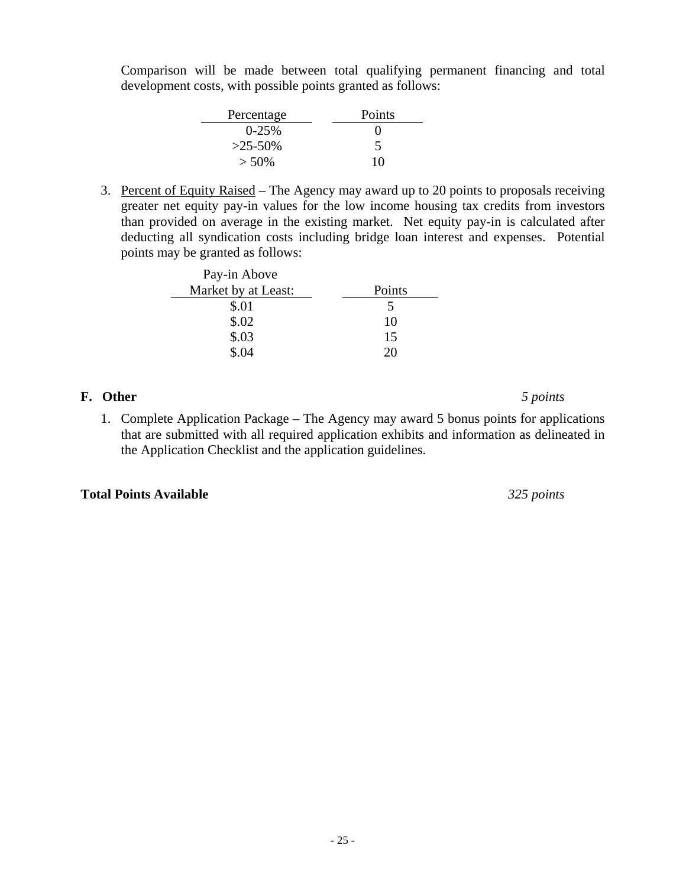Comparison will be made between total qualifying permanent financing and total development costs, with possible points granted as follows:

| Percentage | Points |
|---|---|
| 0-25% | 0 |
| >25-50% | 5 |
| > 50% | 10 |

3. Percent of Equity Raised – The Agency may award up to 20 points to proposals receiving greater net equity pay-in values for the low income housing tax credits from investors than provided on average in the existing market. Net equity pay-in is calculated after deducting all syndication costs including bridge loan interest and expenses. Potential points may be granted as follows:

| Pay-in Above Market by at Least: | Points |
|---|---|
| $.01 | 5 |
| $.02 | 10 |
| $.03 | 15 |
| $.04 | 20 |

**F. Other** *5 points*

1. Complete Application Package – The Agency may award 5 bonus points for applications that are submitted with all required application exhibits and information as delineated in the Application Checklist and the application guidelines.

**Total Points Available** *325 points*